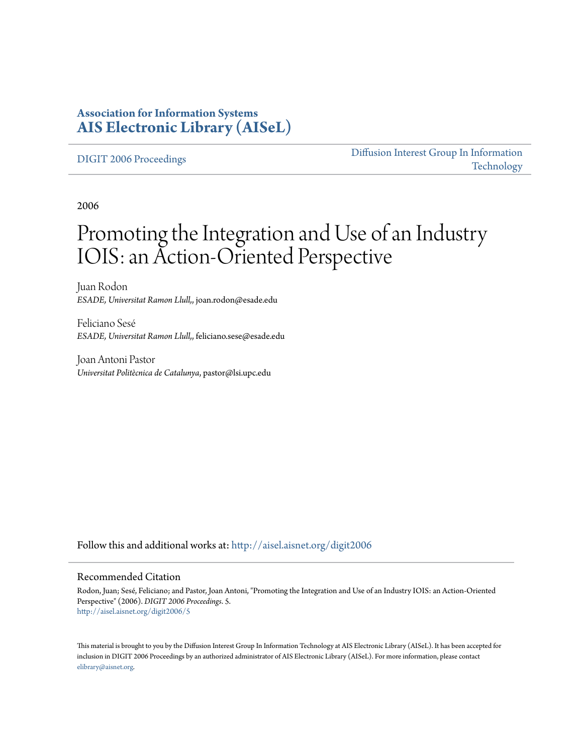**Association for Information Systems**
**AIS Electronic Library (AISeL)**

DIGIT 2006 Proceedings

Diffusion Interest Group In Information Technology

2006

# Promoting the Integration and Use of an Industry IOIS: an Action-Oriented Perspective

Juan Rodon
*ESADE, Universitat Ramon Llull,*, joan.rodon@esade.edu

Feliciano Sesé
*ESADE, Universitat Ramon Llull,*, feliciano.sese@esade.edu

Joan Antoni Pastor
*Universitat Politècnica de Catalunya*, pastor@lsi.upc.edu

Follow this and additional works at: http://aisel.aisnet.org/digit2006

## Recommended Citation

Rodon, Juan; Sesé, Feliciano; and Pastor, Joan Antoni, "Promoting the Integration and Use of an Industry IOIS: an Action-Oriented Perspective" (2006). *DIGIT 2006 Proceedings*. 5.
http://aisel.aisnet.org/digit2006/5

This material is brought to you by the Diffusion Interest Group In Information Technology at AIS Electronic Library (AISeL). It has been accepted for inclusion in DIGIT 2006 Proceedings by an authorized administrator of AIS Electronic Library (AISeL). For more information, please contact elibrary@aisnet.org.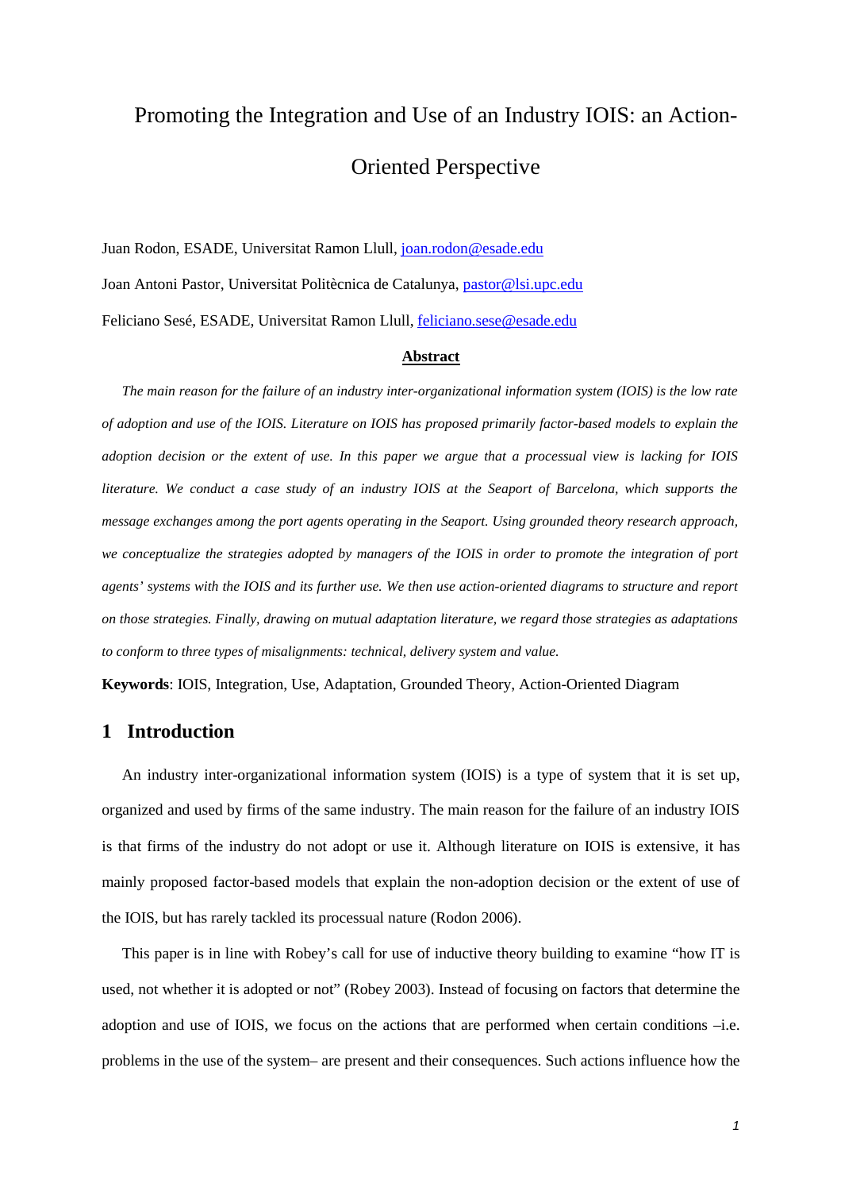# Promoting the Integration and Use of an Industry IOIS: an Action-Oriented Perspective

Juan Rodon, ESADE, Universitat Ramon Llull, joan.rodon@esade.edu

Joan Antoni Pastor, Universitat Politècnica de Catalunya, pastor@lsi.upc.edu

Feliciano Sesé, ESADE, Universitat Ramon Llull, feliciano.sese@esade.edu

**Abstract**

*The main reason for the failure of an industry inter-organizational information system (IOIS) is the low rate of adoption and use of the IOIS. Literature on IOIS has proposed primarily factor-based models to explain the adoption decision or the extent of use. In this paper we argue that a processual view is lacking for IOIS literature. We conduct a case study of an industry IOIS at the Seaport of Barcelona, which supports the message exchanges among the port agents operating in the Seaport. Using grounded theory research approach, we conceptualize the strategies adopted by managers of the IOIS in order to promote the integration of port agents' systems with the IOIS and its further use. We then use action-oriented diagrams to structure and report on those strategies. Finally, drawing on mutual adaptation literature, we regard those strategies as adaptations to conform to three types of misalignments: technical, delivery system and value.*

**Keywords**: IOIS, Integration, Use, Adaptation, Grounded Theory, Action-Oriented Diagram

## 1 Introduction

An industry inter-organizational information system (IOIS) is a type of system that it is set up, organized and used by firms of the same industry. The main reason for the failure of an industry IOIS is that firms of the industry do not adopt or use it. Although literature on IOIS is extensive, it has mainly proposed factor-based models that explain the non-adoption decision or the extent of use of the IOIS, but has rarely tackled its processual nature (Rodon 2006).

This paper is in line with Robey's call for use of inductive theory building to examine "how IT is used, not whether it is adopted or not" (Robey 2003). Instead of focusing on factors that determine the adoption and use of IOIS, we focus on the actions that are performed when certain conditions –i.e. problems in the use of the system– are present and their consequences. Such actions influence how the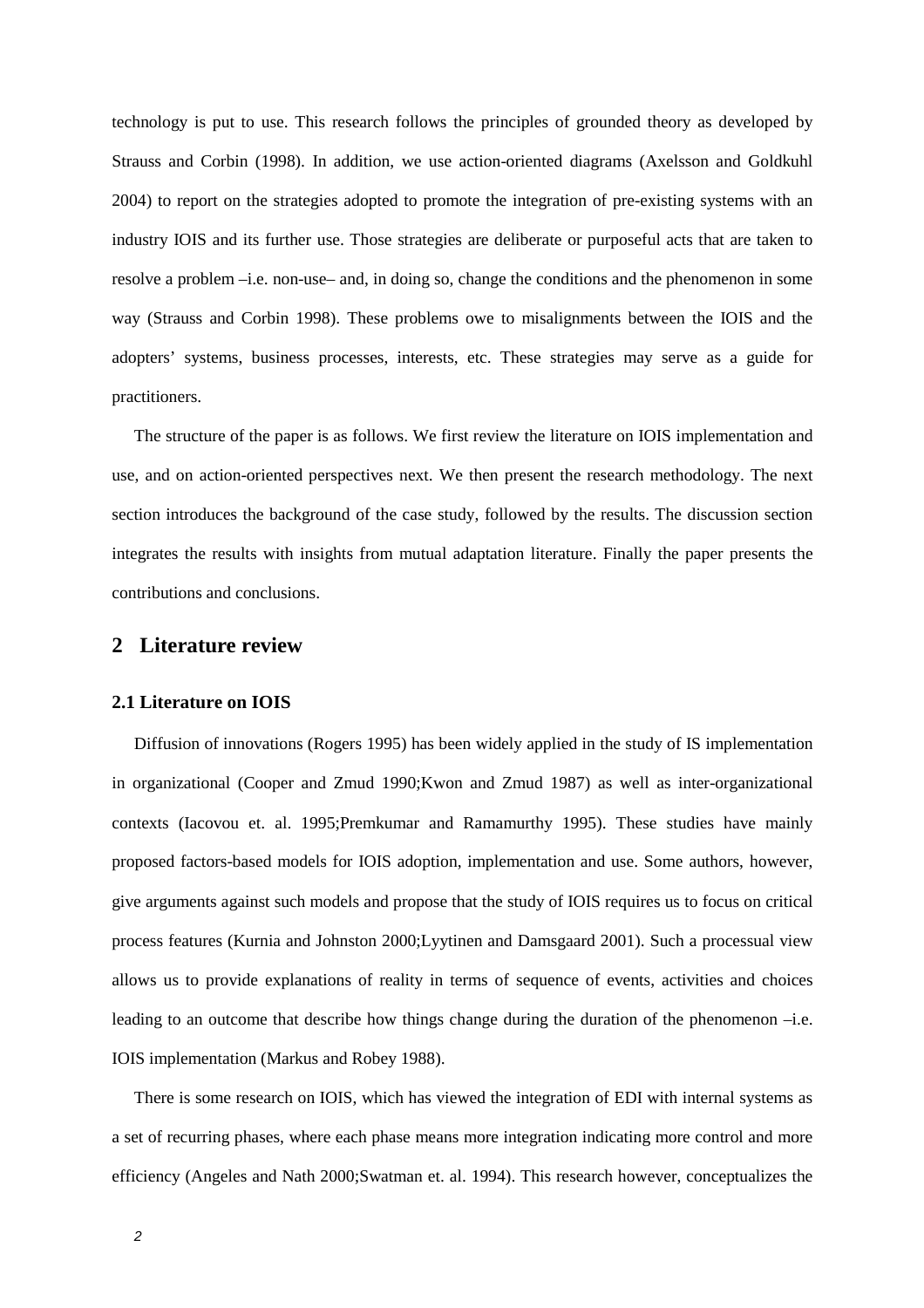technology is put to use. This research follows the principles of grounded theory as developed by Strauss and Corbin (1998). In addition, we use action-oriented diagrams (Axelsson and Goldkuhl 2004) to report on the strategies adopted to promote the integration of pre-existing systems with an industry IOIS and its further use. Those strategies are deliberate or purposeful acts that are taken to resolve a problem –i.e. non-use– and, in doing so, change the conditions and the phenomenon in some way (Strauss and Corbin 1998). These problems owe to misalignments between the IOIS and the adopters' systems, business processes, interests, etc. These strategies may serve as a guide for practitioners.

The structure of the paper is as follows. We first review the literature on IOIS implementation and use, and on action-oriented perspectives next. We then present the research methodology. The next section introduces the background of the case study, followed by the results. The discussion section integrates the results with insights from mutual adaptation literature. Finally the paper presents the contributions and conclusions.

## 2 Literature review

### 2.1 Literature on IOIS

Diffusion of innovations (Rogers 1995) has been widely applied in the study of IS implementation in organizational (Cooper and Zmud 1990;Kwon and Zmud 1987) as well as inter-organizational contexts (Iacovou et. al. 1995;Premkumar and Ramamurthy 1995). These studies have mainly proposed factors-based models for IOIS adoption, implementation and use. Some authors, however, give arguments against such models and propose that the study of IOIS requires us to focus on critical process features (Kurnia and Johnston 2000;Lyytinen and Damsgaard 2001). Such a processual view allows us to provide explanations of reality in terms of sequence of events, activities and choices leading to an outcome that describe how things change during the duration of the phenomenon –i.e. IOIS implementation (Markus and Robey 1988).

There is some research on IOIS, which has viewed the integration of EDI with internal systems as a set of recurring phases, where each phase means more integration indicating more control and more efficiency (Angeles and Nath 2000;Swatman et. al. 1994). This research however, conceptualizes the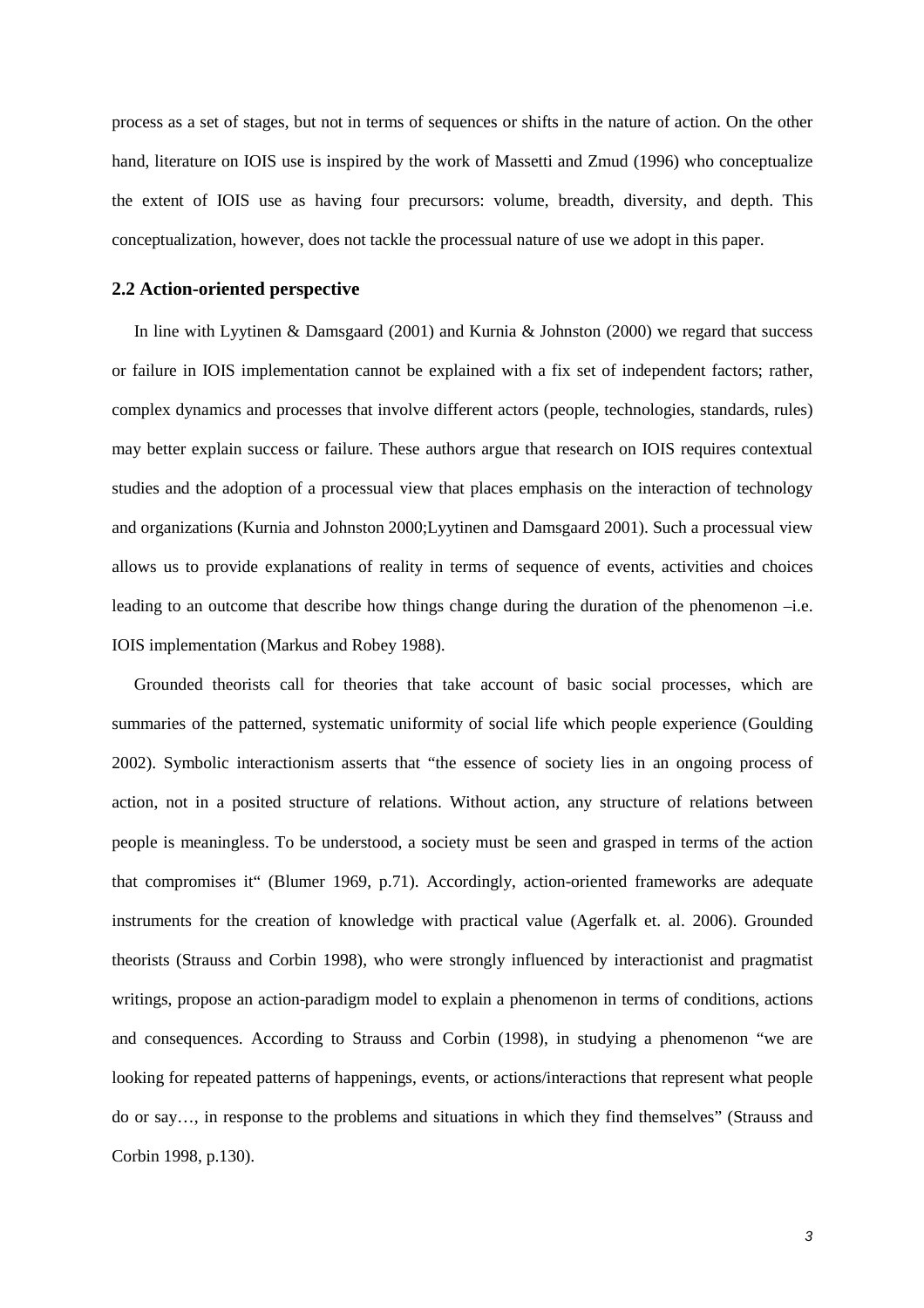process as a set of stages, but not in terms of sequences or shifts in the nature of action. On the other hand, literature on IOIS use is inspired by the work of Massetti and Zmud (1996) who conceptualize the extent of IOIS use as having four precursors: volume, breadth, diversity, and depth. This conceptualization, however, does not tackle the processual nature of use we adopt in this paper.

## 2.2 Action-oriented perspective

In line with Lyytinen & Damsgaard (2001) and Kurnia & Johnston (2000) we regard that success or failure in IOIS implementation cannot be explained with a fix set of independent factors; rather, complex dynamics and processes that involve different actors (people, technologies, standards, rules) may better explain success or failure. These authors argue that research on IOIS requires contextual studies and the adoption of a processual view that places emphasis on the interaction of technology and organizations (Kurnia and Johnston 2000;Lyytinen and Damsgaard 2001). Such a processual view allows us to provide explanations of reality in terms of sequence of events, activities and choices leading to an outcome that describe how things change during the duration of the phenomenon –i.e. IOIS implementation (Markus and Robey 1988).

Grounded theorists call for theories that take account of basic social processes, which are summaries of the patterned, systematic uniformity of social life which people experience (Goulding 2002). Symbolic interactionism asserts that "the essence of society lies in an ongoing process of action, not in a posited structure of relations. Without action, any structure of relations between people is meaningless. To be understood, a society must be seen and grasped in terms of the action that compromises it" (Blumer 1969, p.71). Accordingly, action-oriented frameworks are adequate instruments for the creation of knowledge with practical value (Agerfalk et. al. 2006). Grounded theorists (Strauss and Corbin 1998), who were strongly influenced by interactionist and pragmatist writings, propose an action-paradigm model to explain a phenomenon in terms of conditions, actions and consequences. According to Strauss and Corbin (1998), in studying a phenomenon "we are looking for repeated patterns of happenings, events, or actions/interactions that represent what people do or say…, in response to the problems and situations in which they find themselves" (Strauss and Corbin 1998, p.130).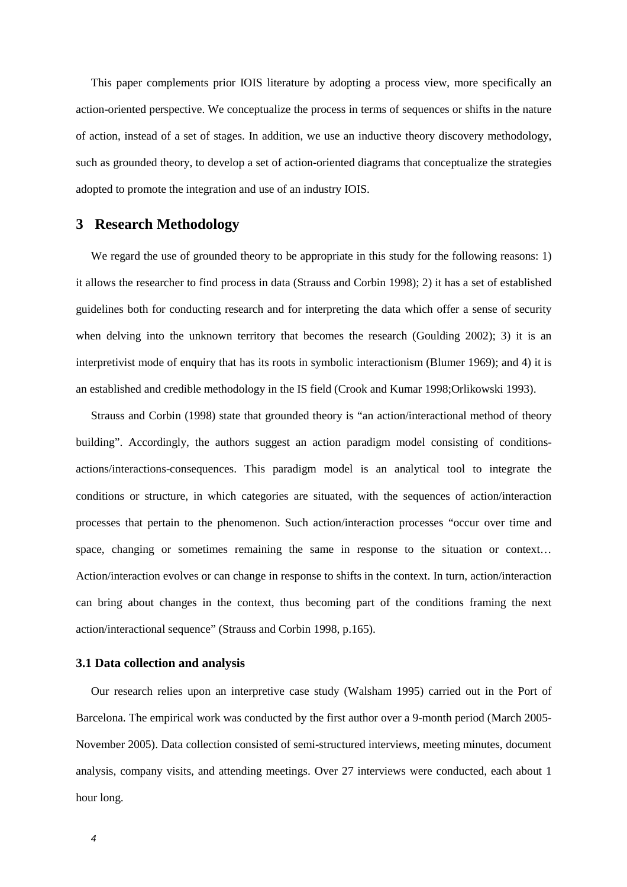This paper complements prior IOIS literature by adopting a process view, more specifically an action-oriented perspective. We conceptualize the process in terms of sequences or shifts in the nature of action, instead of a set of stages. In addition, we use an inductive theory discovery methodology, such as grounded theory, to develop a set of action-oriented diagrams that conceptualize the strategies adopted to promote the integration and use of an industry IOIS.

# 3 Research Methodology

We regard the use of grounded theory to be appropriate in this study for the following reasons: 1) it allows the researcher to find process in data (Strauss and Corbin 1998); 2) it has a set of established guidelines both for conducting research and for interpreting the data which offer a sense of security when delving into the unknown territory that becomes the research (Goulding 2002); 3) it is an interpretivist mode of enquiry that has its roots in symbolic interactionism (Blumer 1969); and 4) it is an established and credible methodology in the IS field (Crook and Kumar 1998;Orlikowski 1993).

Strauss and Corbin (1998) state that grounded theory is "an action/interactional method of theory building". Accordingly, the authors suggest an action paradigm model consisting of conditions-actions/interactions-consequences. This paradigm model is an analytical tool to integrate the conditions or structure, in which categories are situated, with the sequences of action/interaction processes that pertain to the phenomenon. Such action/interaction processes "occur over time and space, changing or sometimes remaining the same in response to the situation or context… Action/interaction evolves or can change in response to shifts in the context. In turn, action/interaction can bring about changes in the context, thus becoming part of the conditions framing the next action/interactional sequence" (Strauss and Corbin 1998, p.165).

## 3.1 Data collection and analysis

Our research relies upon an interpretive case study (Walsham 1995) carried out in the Port of Barcelona. The empirical work was conducted by the first author over a 9-month period (March 2005-November 2005). Data collection consisted of semi-structured interviews, meeting minutes, document analysis, company visits, and attending meetings. Over 27 interviews were conducted, each about 1 hour long.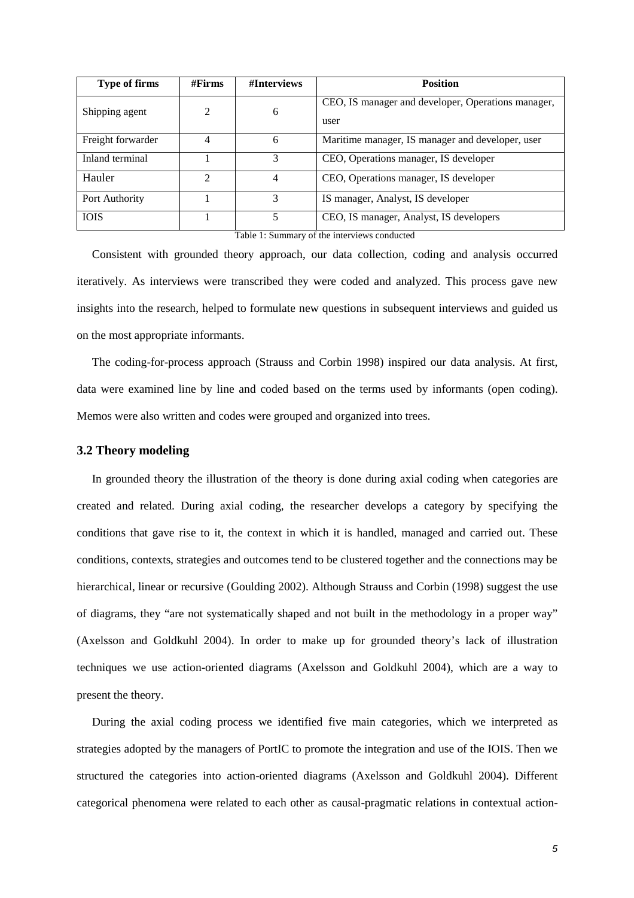| Type of firms | #Firms | #Interviews | Position |
|---|---|---|---|
| Shipping agent | 2 | 6 | CEO, IS manager and developer, Operations manager, user |
| Freight forwarder | 4 | 6 | Maritime manager, IS manager and developer, user |
| Inland terminal | 1 | 3 | CEO, Operations manager, IS developer |
| Hauler | 2 | 4 | CEO, Operations manager, IS developer |
| Port Authority | 1 | 3 | IS manager, Analyst, IS developer |
| IOIS | 1 | 5 | CEO, IS manager, Analyst, IS developers |

Table 1: Summary of the interviews conducted

Consistent with grounded theory approach, our data collection, coding and analysis occurred iteratively. As interviews were transcribed they were coded and analyzed. This process gave new insights into the research, helped to formulate new questions in subsequent interviews and guided us on the most appropriate informants.

The coding-for-process approach (Strauss and Corbin 1998) inspired our data analysis. At first, data were examined line by line and coded based on the terms used by informants (open coding). Memos were also written and codes were grouped and organized into trees.

### 3.2 Theory modeling

In grounded theory the illustration of the theory is done during axial coding when categories are created and related. During axial coding, the researcher develops a category by specifying the conditions that gave rise to it, the context in which it is handled, managed and carried out. These conditions, contexts, strategies and outcomes tend to be clustered together and the connections may be hierarchical, linear or recursive (Goulding 2002). Although Strauss and Corbin (1998) suggest the use of diagrams, they "are not systematically shaped and not built in the methodology in a proper way" (Axelsson and Goldkuhl 2004). In order to make up for grounded theory's lack of illustration techniques we use action-oriented diagrams (Axelsson and Goldkuhl 2004), which are a way to present the theory.

During the axial coding process we identified five main categories, which we interpreted as strategies adopted by the managers of PortIC to promote the integration and use of the IOIS. Then we structured the categories into action-oriented diagrams (Axelsson and Goldkuhl 2004). Different categorical phenomena were related to each other as causal-pragmatic relations in contextual action-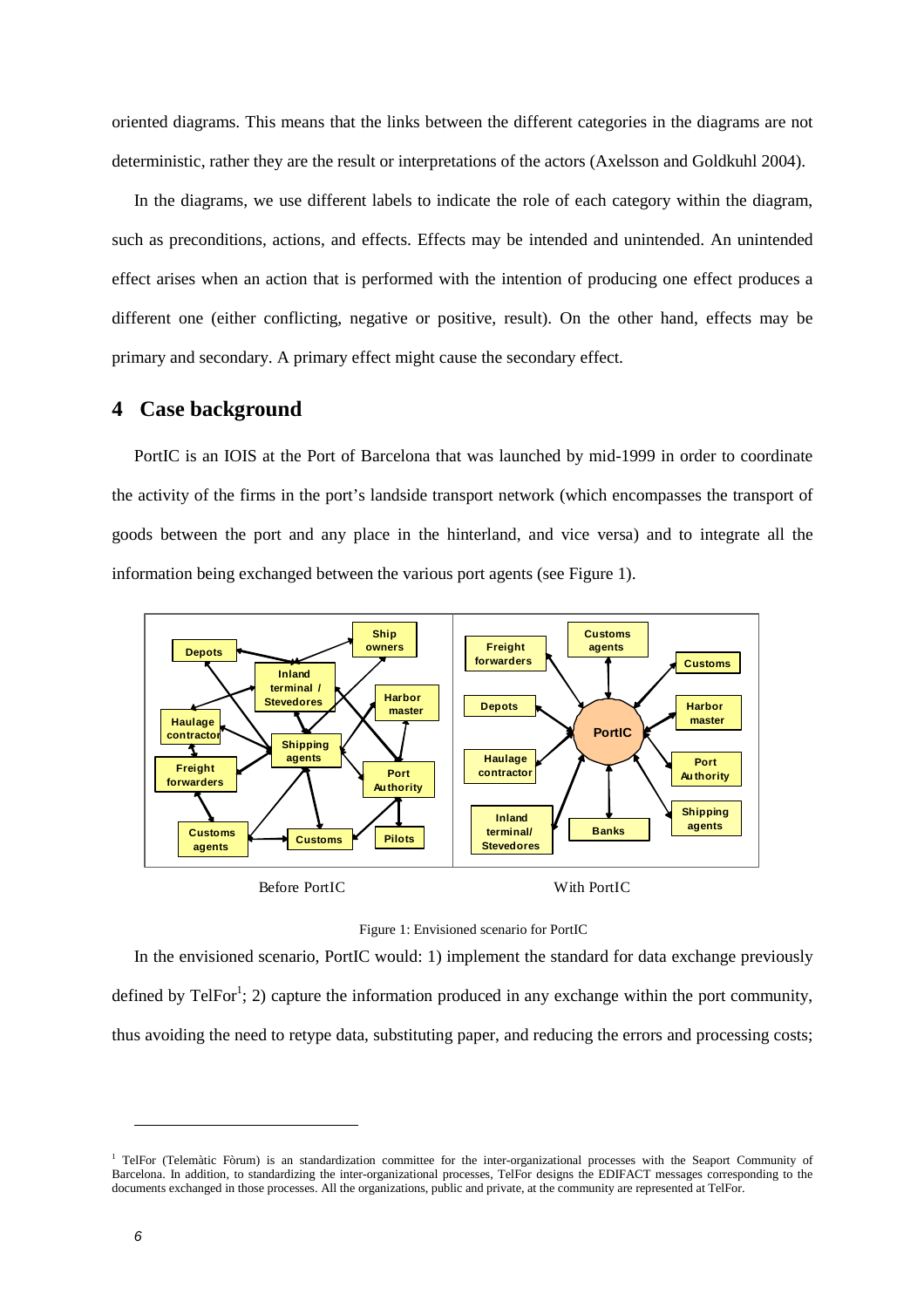oriented diagrams. This means that the links between the different categories in the diagrams are not deterministic, rather they are the result or interpretations of the actors (Axelsson and Goldkuhl 2004).

In the diagrams, we use different labels to indicate the role of each category within the diagram, such as preconditions, actions, and effects. Effects may be intended and unintended. An unintended effect arises when an action that is performed with the intention of producing one effect produces a different one (either conflicting, negative or positive, result). On the other hand, effects may be primary and secondary. A primary effect might cause the secondary effect.

# 4 Case background

PortIC is an IOIS at the Port of Barcelona that was launched by mid-1999 in order to coordinate the activity of the firms in the port's landside transport network (which encompasses the transport of goods between the port and any place in the hinterland, and vice versa) and to integrate all the information being exchanged between the various port agents (see Figure 1).

Before PortIC — With PortIC

Figure 1: Envisioned scenario for PortIC

In the envisioned scenario, PortIC would: 1) implement the standard for data exchange previously defined by TelFor[1]; 2) capture the information produced in any exchange within the port community, thus avoiding the need to retype data, substituting paper, and reducing the errors and processing costs;

[1] TelFor (Telemàtic Fòrum) is an standardization committee for the inter-organizational processes with the Seaport Community of Barcelona. In addition, to standardizing the inter-organizational processes, TelFor designs the EDIFACT messages corresponding to the documents exchanged in those processes. All the organizations, public and private, at the community are represented at TelFor.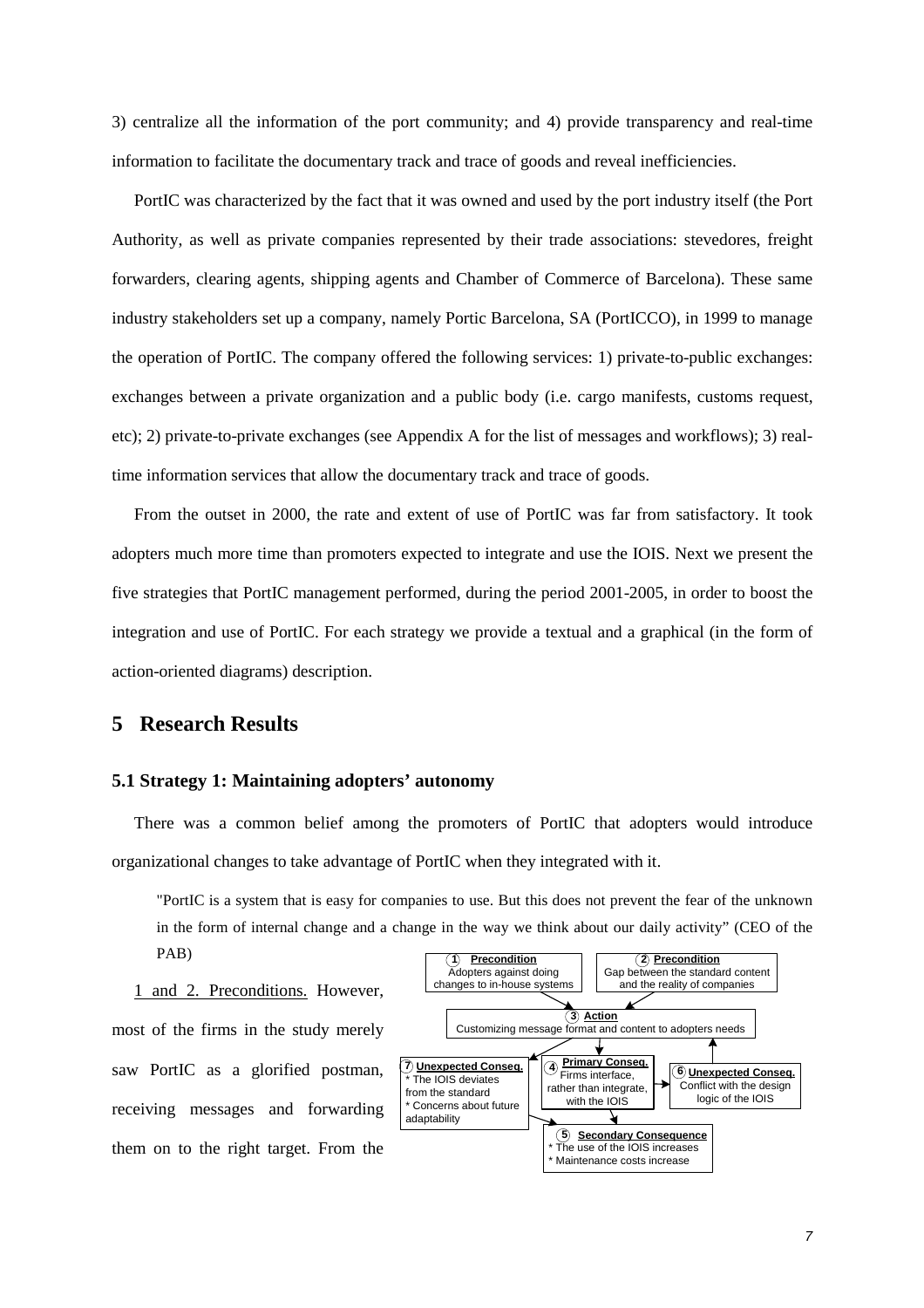3) centralize all the information of the port community; and 4) provide transparency and real-time information to facilitate the documentary track and trace of goods and reveal inefficiencies.

PortIC was characterized by the fact that it was owned and used by the port industry itself (the Port Authority, as well as private companies represented by their trade associations: stevedores, freight forwarders, clearing agents, shipping agents and Chamber of Commerce of Barcelona). These same industry stakeholders set up a company, namely Portic Barcelona, SA (PortICCO), in 1999 to manage the operation of PortIC. The company offered the following services: 1) private-to-public exchanges: exchanges between a private organization and a public body (i.e. cargo manifests, customs request, etc); 2) private-to-private exchanges (see Appendix A for the list of messages and workflows); 3) real-time information services that allow the documentary track and trace of goods.

From the outset in 2000, the rate and extent of use of PortIC was far from satisfactory. It took adopters much more time than promoters expected to integrate and use the IOIS. Next we present the five strategies that PortIC management performed, during the period 2001-2005, in order to boost the integration and use of PortIC. For each strategy we provide a textual and a graphical (in the form of action-oriented diagrams) description.

# 5 Research Results

## 5.1 Strategy 1: Maintaining adopters' autonomy

There was a common belief among the promoters of PortIC that adopters would introduce organizational changes to take advantage of PortIC when they integrated with it.

> "PortIC is a system that is easy for companies to use. But this does not prevent the fear of the unknown in the form of internal change and a change in the way we think about our daily activity" (CEO of the PAB)

1 and 2. Preconditions. However, most of the firms in the study merely saw PortIC as a glorified postman, receiving messages and forwarding them on to the right target. From the

1 **Precondition**: Adopters against doing changes to in-house systems

2 **Precondition**: Gap between the standard content and the reality of companies

3 **Action**: Customizing message format and content to adopters needs

4 **Primary Conseq.**: Firms interface, rather than integrate, with the IOIS

5 **Secondary Consequence**: * The use of the IOIS increases * Maintenance costs increase

6 **Unexpected Conseq.**: Conflict with the design logic of the IOIS

7 **Unexpected Conseq.**: * The IOIS deviates from the standard * Concerns about future adaptability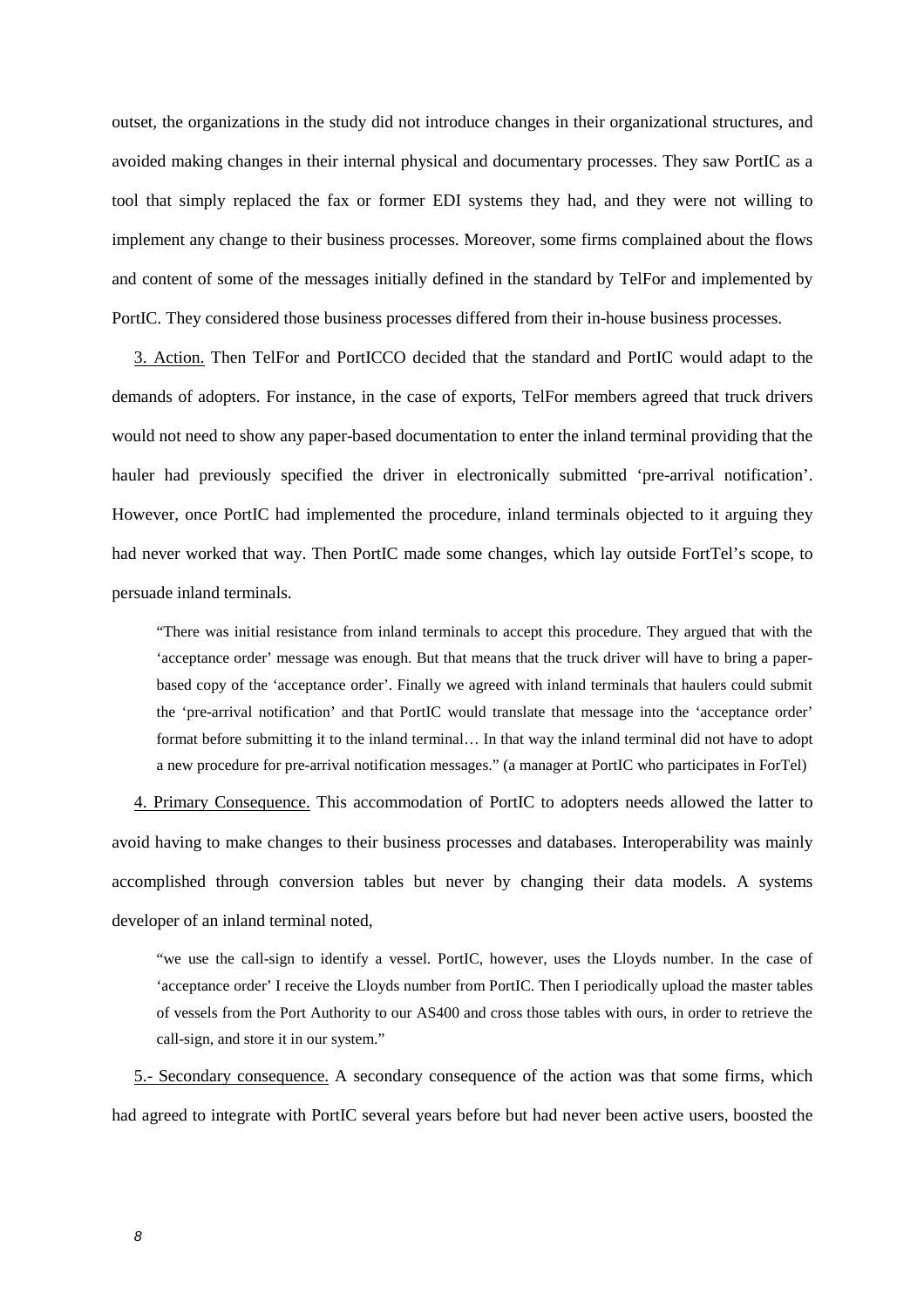outset, the organizations in the study did not introduce changes in their organizational structures, and avoided making changes in their internal physical and documentary processes. They saw PortIC as a tool that simply replaced the fax or former EDI systems they had, and they were not willing to implement any change to their business processes. Moreover, some firms complained about the flows and content of some of the messages initially defined in the standard by TelFor and implemented by PortIC. They considered those business processes differed from their in-house business processes.

3. Action. Then TelFor and PortICCO decided that the standard and PortIC would adapt to the demands of adopters. For instance, in the case of exports, TelFor members agreed that truck drivers would not need to show any paper-based documentation to enter the inland terminal providing that the hauler had previously specified the driver in electronically submitted 'pre-arrival notification'. However, once PortIC had implemented the procedure, inland terminals objected to it arguing they had never worked that way. Then PortIC made some changes, which lay outside FortTel's scope, to persuade inland terminals.

> "There was initial resistance from inland terminals to accept this procedure. They argued that with the 'acceptance order' message was enough. But that means that the truck driver will have to bring a paper-based copy of the 'acceptance order'. Finally we agreed with inland terminals that haulers could submit the 'pre-arrival notification' and that PortIC would translate that message into the 'acceptance order' format before submitting it to the inland terminal… In that way the inland terminal did not have to adopt a new procedure for pre-arrival notification messages." (a manager at PortIC who participates in ForTel)

4. Primary Consequence. This accommodation of PortIC to adopters needs allowed the latter to avoid having to make changes to their business processes and databases. Interoperability was mainly accomplished through conversion tables but never by changing their data models. A systems developer of an inland terminal noted,

> "we use the call-sign to identify a vessel. PortIC, however, uses the Lloyds number. In the case of 'acceptance order' I receive the Lloyds number from PortIC. Then I periodically upload the master tables of vessels from the Port Authority to our AS400 and cross those tables with ours, in order to retrieve the call-sign, and store it in our system."

5.- Secondary consequence. A secondary consequence of the action was that some firms, which had agreed to integrate with PortIC several years before but had never been active users, boosted the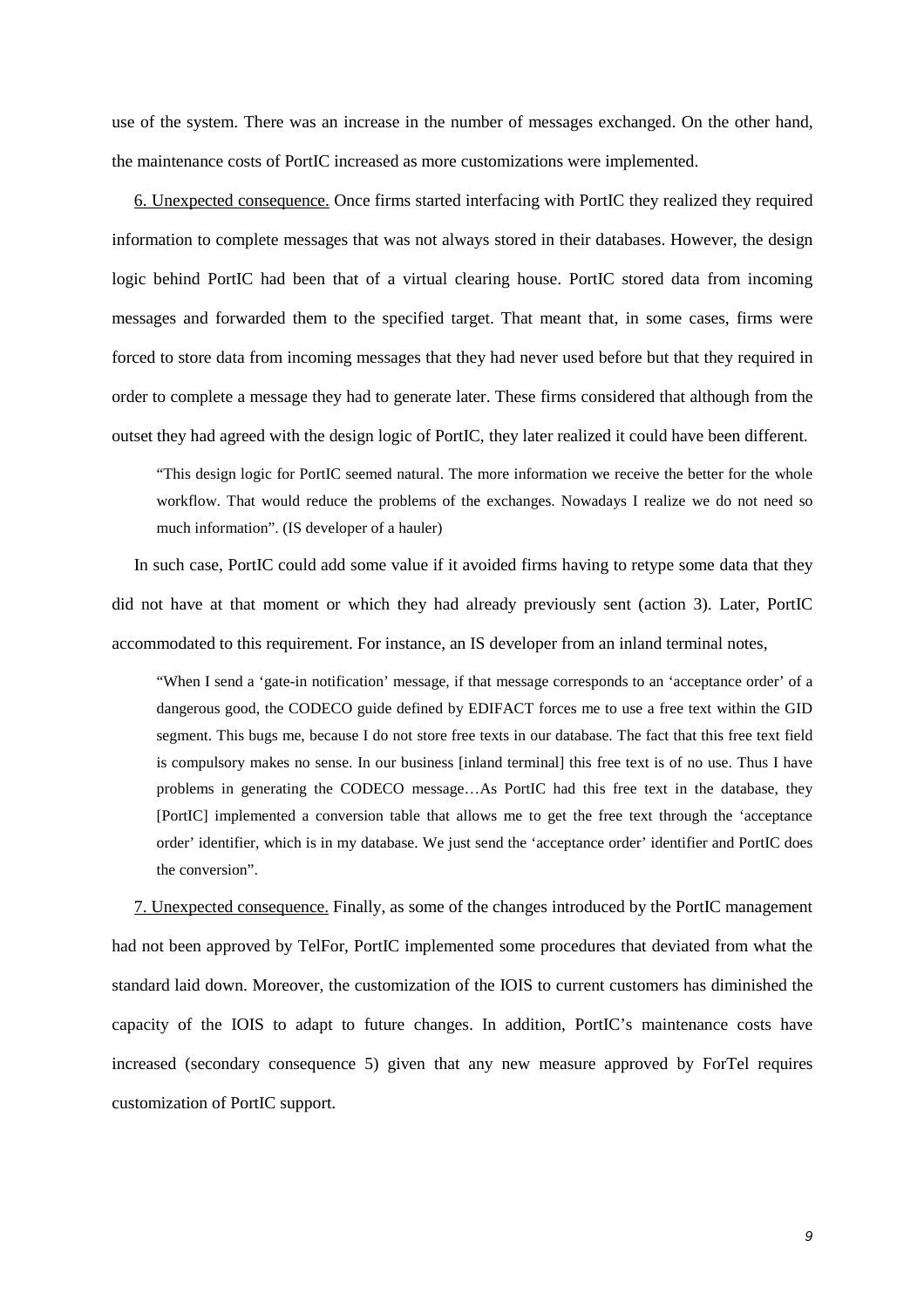use of the system. There was an increase in the number of messages exchanged. On the other hand, the maintenance costs of PortIC increased as more customizations were implemented.

6. Unexpected consequence. Once firms started interfacing with PortIC they realized they required information to complete messages that was not always stored in their databases. However, the design logic behind PortIC had been that of a virtual clearing house. PortIC stored data from incoming messages and forwarded them to the specified target. That meant that, in some cases, firms were forced to store data from incoming messages that they had never used before but that they required in order to complete a message they had to generate later. These firms considered that although from the outset they had agreed with the design logic of PortIC, they later realized it could have been different.

> "This design logic for PortIC seemed natural. The more information we receive the better for the whole workflow. That would reduce the problems of the exchanges. Nowadays I realize we do not need so much information". (IS developer of a hauler)

In such case, PortIC could add some value if it avoided firms having to retype some data that they did not have at that moment or which they had already previously sent (action 3). Later, PortIC accommodated to this requirement. For instance, an IS developer from an inland terminal notes,

> "When I send a 'gate-in notification' message, if that message corresponds to an 'acceptance order' of a dangerous good, the CODECO guide defined by EDIFACT forces me to use a free text within the GID segment. This bugs me, because I do not store free texts in our database. The fact that this free text field is compulsory makes no sense. In our business [inland terminal] this free text is of no use. Thus I have problems in generating the CODECO message…As PortIC had this free text in the database, they [PortIC] implemented a conversion table that allows me to get the free text through the 'acceptance order' identifier, which is in my database. We just send the 'acceptance order' identifier and PortIC does the conversion".

7. Unexpected consequence. Finally, as some of the changes introduced by the PortIC management had not been approved by TelFor, PortIC implemented some procedures that deviated from what the standard laid down. Moreover, the customization of the IOIS to current customers has diminished the capacity of the IOIS to adapt to future changes. In addition, PortIC's maintenance costs have increased (secondary consequence 5) given that any new measure approved by ForTel requires customization of PortIC support.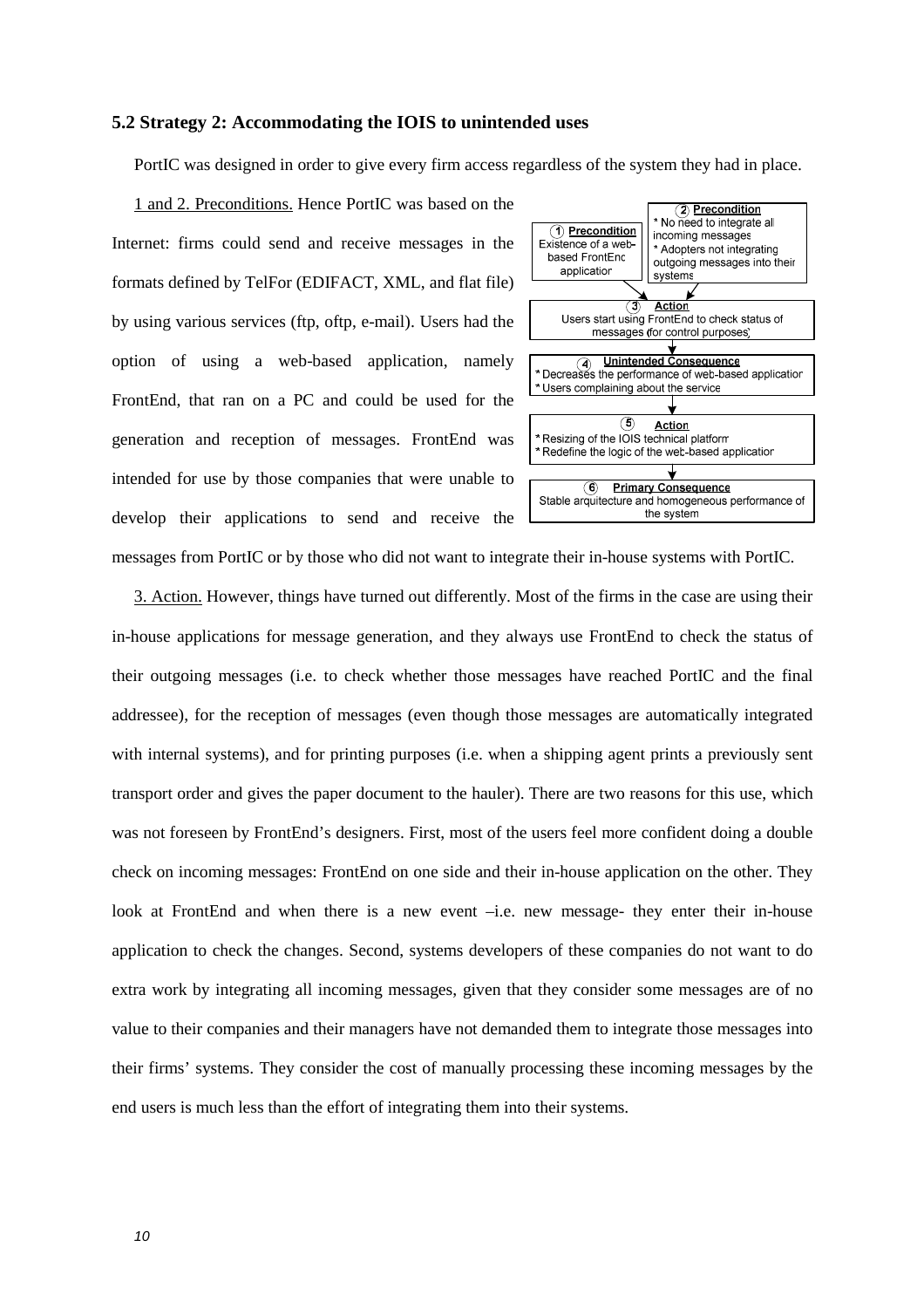### 5.2 Strategy 2: Accommodating the IOIS to unintended uses

PortIC was designed in order to give every firm access regardless of the system they had in place.

1 and 2. Preconditions. Hence PortIC was based on the Internet: firms could send and receive messages in the formats defined by TelFor (EDIFACT, XML, and flat file) by using various services (ftp, oftp, e-mail). Users had the option of using a web-based application, namely FrontEnd, that ran on a PC and could be used for the generation and reception of messages. FrontEnd was intended for use by those companies that were unable to develop their applications to send and receive the messages from PortIC or by those who did not want to integrate their in-house systems with PortIC.

(1) **Precondition**
Existence of a web-based FrontEnd application

(2) **Precondition**
* No need to integrate all incoming messages
* Adopters not integrating outgoing messages into their systems

(3) **Action**
Users start using FrontEnd to check status of messages (for control purposes)

(4) **Unintended Consequence**
* Decreases the performance of web-based application
* Users complaining about the service

(5) **Action**
* Resizing of the IOIS technical platform
* Redefine the logic of the web-based application

(6) **Primary Consequence**
Stable arquitecture and homogeneous performance of the system

3. Action. However, things have turned out differently. Most of the firms in the case are using their in-house applications for message generation, and they always use FrontEnd to check the status of their outgoing messages (i.e. to check whether those messages have reached PortIC and the final addressee), for the reception of messages (even though those messages are automatically integrated with internal systems), and for printing purposes (i.e. when a shipping agent prints a previously sent transport order and gives the paper document to the hauler). There are two reasons for this use, which was not foreseen by FrontEnd's designers. First, most of the users feel more confident doing a double check on incoming messages: FrontEnd on one side and their in-house application on the other. They look at FrontEnd and when there is a new event –i.e. new message- they enter their in-house application to check the changes. Second, systems developers of these companies do not want to do extra work by integrating all incoming messages, given that they consider some messages are of no value to their companies and their managers have not demanded them to integrate those messages into their firms' systems. They consider the cost of manually processing these incoming messages by the end users is much less than the effort of integrating them into their systems.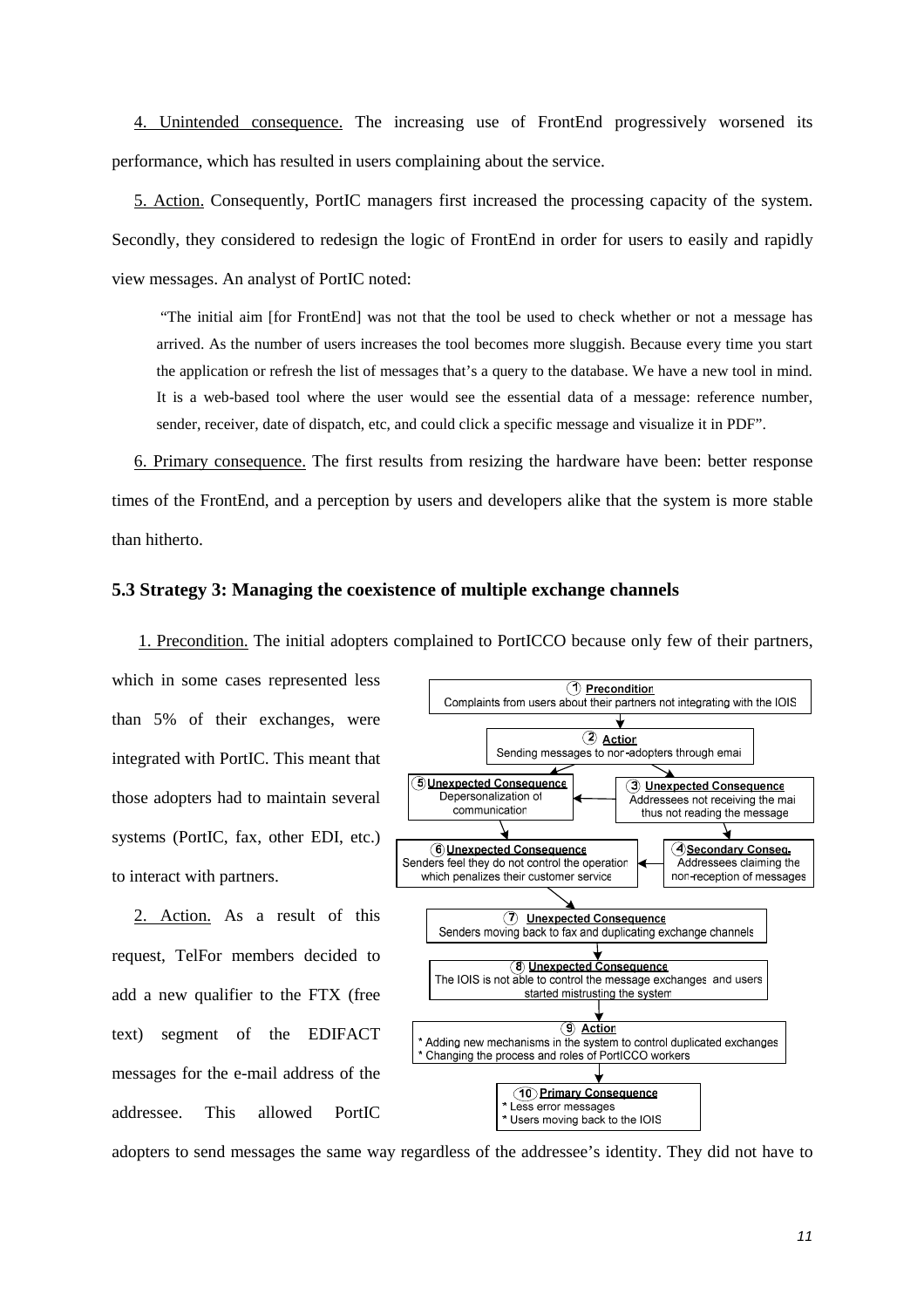4. Unintended consequence. The increasing use of FrontEnd progressively worsened its performance, which has resulted in users complaining about the service.

5. Action. Consequently, PortIC managers first increased the processing capacity of the system. Secondly, they considered to redesign the logic of FrontEnd in order for users to easily and rapidly view messages. An analyst of PortIC noted:

> "The initial aim [for FrontEnd] was not that the tool be used to check whether or not a message has arrived. As the number of users increases the tool becomes more sluggish. Because every time you start the application or refresh the list of messages that's a query to the database. We have a new tool in mind. It is a web-based tool where the user would see the essential data of a message: reference number, sender, receiver, date of dispatch, etc, and could click a specific message and visualize it in PDF".

6. Primary consequence. The first results from resizing the hardware have been: better response times of the FrontEnd, and a perception by users and developers alike that the system is more stable than hitherto.

### 5.3 Strategy 3: Managing the coexistence of multiple exchange channels

1. Precondition. The initial adopters complained to PortICCO because only few of their partners, which in some cases represented less than 5% of their exchanges, were integrated with PortIC. This meant that those adopters had to maintain several systems (PortIC, fax, other EDI, etc.) to interact with partners.

2. Action. As a result of this request, TelFor members decided to add a new qualifier to the FTX (free text) segment of the EDIFACT messages for the e-mail address of the addressee. This allowed PortIC adopters to send messages the same way regardless of the addressee's identity. They did not have to

(1) **Precondition**
Complaints from users about their partners not integrating with the IOIS

(2) **Action**
Sending messages to non-adopters through email

(3) **Unexpected Consequence**
Addressees not receiving the mail thus not reading the message

(4) **Secondary Conseq.**
Addressees claiming the non-reception of messages

(5) **Unexpected Consequence**
Depersonalization of communication

(6) **Unexpected Consequence**
Senders feel they do not control the operation which penalizes their customer service

(7) **Unexpected Consequence**
Senders moving back to fax and duplicating exchange channels

(8) **Unexpected Consequence**
The IOIS is not able to control the message exchanges and users started mistrusting the system

(9) **Action**
* Adding new mechanisms in the system to control duplicated exchanges
* Changing the process and roles of PortICCO workers

(10) **Primary Consequence**
* Less error messages
* Users moving back to the IOIS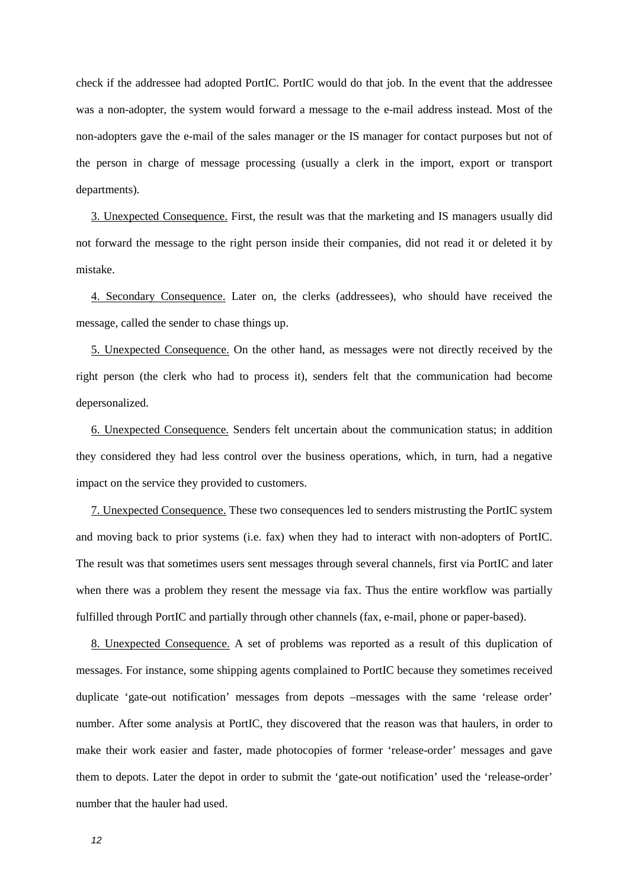check if the addressee had adopted PortIC. PortIC would do that job. In the event that the addressee was a non-adopter, the system would forward a message to the e-mail address instead. Most of the non-adopters gave the e-mail of the sales manager or the IS manager for contact purposes but not of the person in charge of message processing (usually a clerk in the import, export or transport departments).

<u>3. Unexpected Consequence.</u> First, the result was that the marketing and IS managers usually did not forward the message to the right person inside their companies, did not read it or deleted it by mistake.

<u>4. Secondary Consequence.</u> Later on, the clerks (addressees), who should have received the message, called the sender to chase things up.

<u>5. Unexpected Consequence.</u> On the other hand, as messages were not directly received by the right person (the clerk who had to process it), senders felt that the communication had become depersonalized.

<u>6. Unexpected Consequence.</u> Senders felt uncertain about the communication status; in addition they considered they had less control over the business operations, which, in turn, had a negative impact on the service they provided to customers.

<u>7. Unexpected Consequence.</u> These two consequences led to senders mistrusting the PortIC system and moving back to prior systems (i.e. fax) when they had to interact with non-adopters of PortIC. The result was that sometimes users sent messages through several channels, first via PortIC and later when there was a problem they resent the message via fax. Thus the entire workflow was partially fulfilled through PortIC and partially through other channels (fax, e-mail, phone or paper-based).

<u>8. Unexpected Consequence.</u> A set of problems was reported as a result of this duplication of messages. For instance, some shipping agents complained to PortIC because they sometimes received duplicate 'gate-out notification' messages from depots –messages with the same 'release order' number. After some analysis at PortIC, they discovered that the reason was that haulers, in order to make their work easier and faster, made photocopies of former 'release-order' messages and gave them to depots. Later the depot in order to submit the 'gate-out notification' used the 'release-order' number that the hauler had used.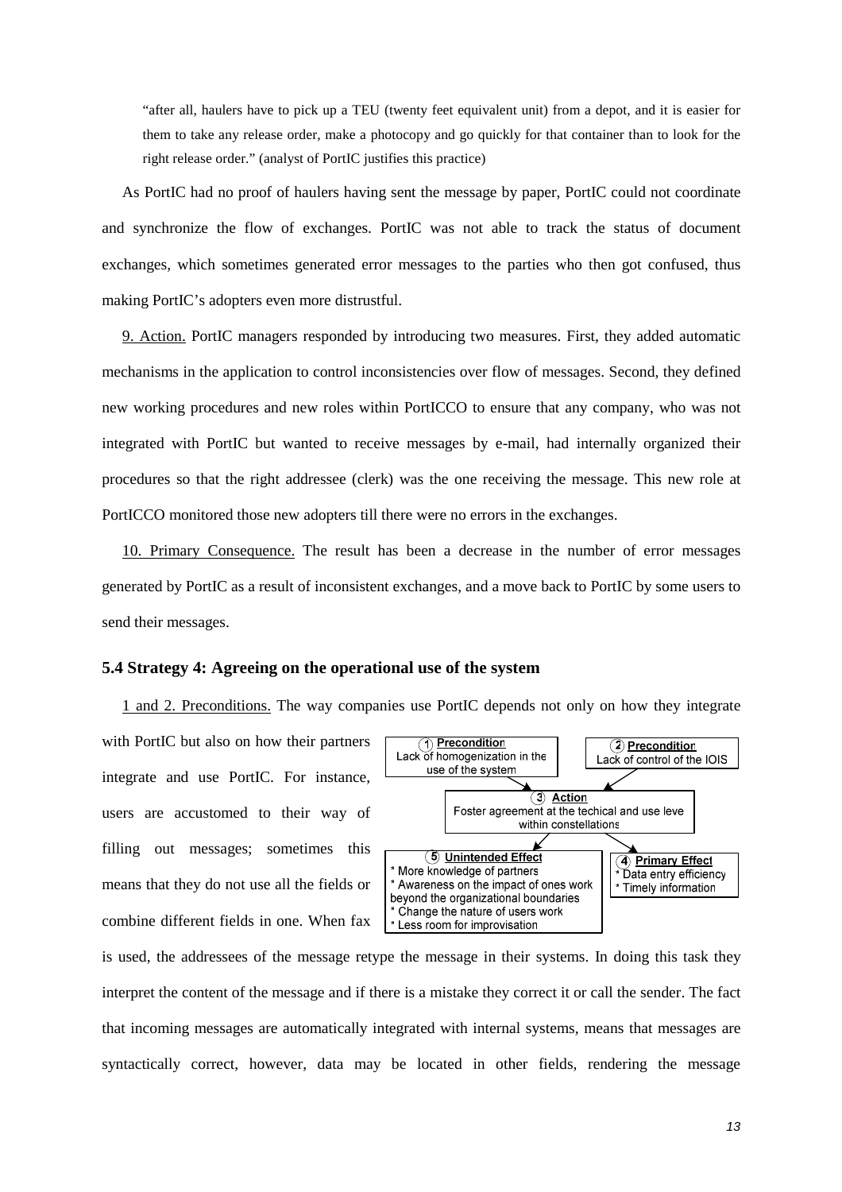> "after all, haulers have to pick up a TEU (twenty feet equivalent unit) from a depot, and it is easier for them to take any release order, make a photocopy and go quickly for that container than to look for the right release order." (analyst of PortIC justifies this practice)

As PortIC had no proof of haulers having sent the message by paper, PortIC could not coordinate and synchronize the flow of exchanges. PortIC was not able to track the status of document exchanges, which sometimes generated error messages to the parties who then got confused, thus making PortIC's adopters even more distrustful.

9. Action. PortIC managers responded by introducing two measures. First, they added automatic mechanisms in the application to control inconsistencies over flow of messages. Second, they defined new working procedures and new roles within PortICCO to ensure that any company, who was not integrated with PortIC but wanted to receive messages by e-mail, had internally organized their procedures so that the right addressee (clerk) was the one receiving the message. This new role at PortICCO monitored those new adopters till there were no errors in the exchanges.

10. Primary Consequence. The result has been a decrease in the number of error messages generated by PortIC as a result of inconsistent exchanges, and a move back to PortIC by some users to send their messages.

### 5.4 Strategy 4: Agreeing on the operational use of the system

1 and 2. Preconditions. The way companies use PortIC depends not only on how they integrate with PortIC but also on how their partners integrate and use PortIC. For instance, users are accustomed to their way of filling out messages; sometimes this means that they do not use all the fields or combine different fields in one. When fax is used, the addressees of the message retype the message in their systems. In doing this task they interpret the content of the message and if there is a mistake they correct it or call the sender. The fact that incoming messages are automatically integrated with internal systems, means that messages are syntactically correct, however, data may be located in other fields, rendering the message

(1) **Precondition**
Lack of homogenization in the use of the system

(2) **Precondition**
Lack of control of the IOIS

(3) **Action**
Foster agreement at the techical and use leve within constellations

(4) **Primary Effect**
* Data entry efficiency
* Timely information

(5) **Unintended Effect**
* More knowledge of partners
* Awareness on the impact of ones work beyond the organizational boundaries
* Change the nature of users work
* Less room for improvisation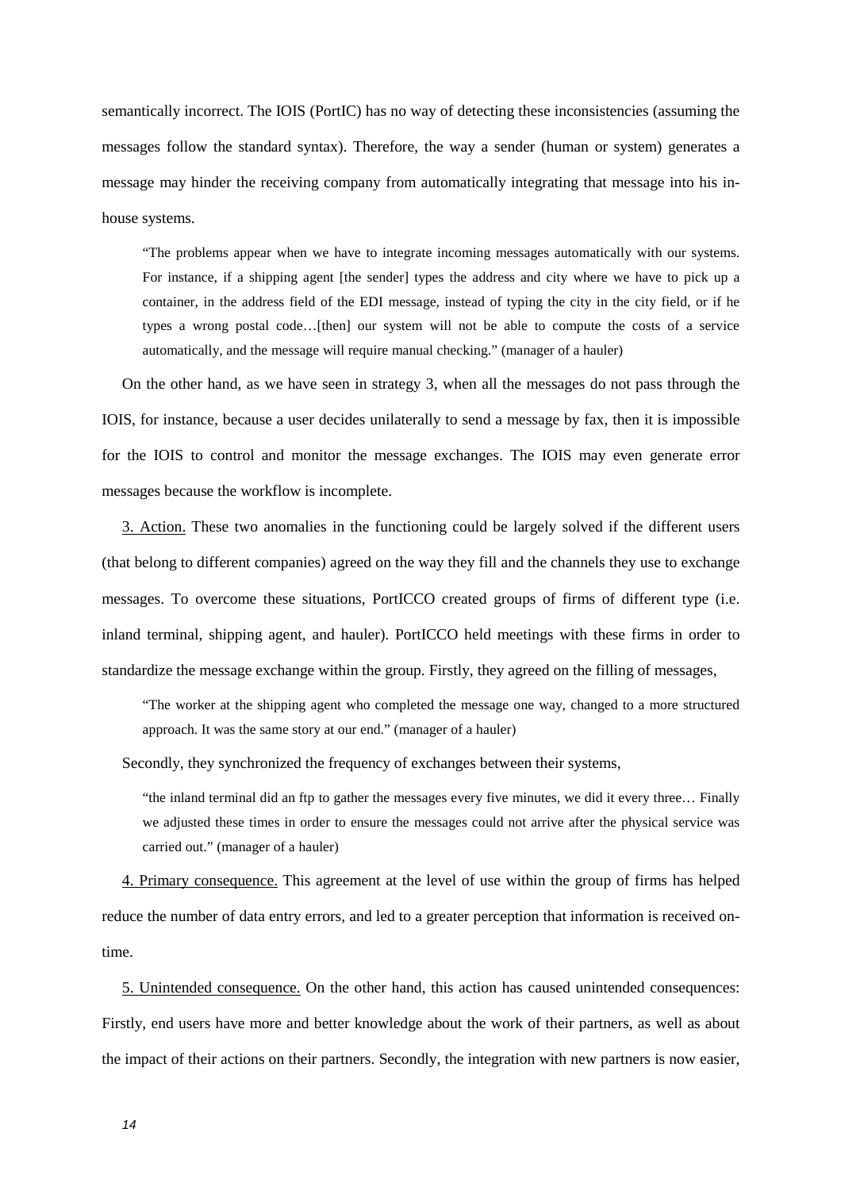semantically incorrect. The IOIS (PortIC) has no way of detecting these inconsistencies (assuming the messages follow the standard syntax). Therefore, the way a sender (human or system) generates a message may hinder the receiving company from automatically integrating that message into his in-house systems.

> "The problems appear when we have to integrate incoming messages automatically with our systems. For instance, if a shipping agent [the sender] types the address and city where we have to pick up a container, in the address field of the EDI message, instead of typing the city in the city field, or if he types a wrong postal code…[then] our system will not be able to compute the costs of a service automatically, and the message will require manual checking." (manager of a hauler)

On the other hand, as we have seen in strategy 3, when all the messages do not pass through the IOIS, for instance, because a user decides unilaterally to send a message by fax, then it is impossible for the IOIS to control and monitor the message exchanges. The IOIS may even generate error messages because the workflow is incomplete.

<u>3. Action.</u> These two anomalies in the functioning could be largely solved if the different users (that belong to different companies) agreed on the way they fill and the channels they use to exchange messages. To overcome these situations, PortICCO created groups of firms of different type (i.e. inland terminal, shipping agent, and hauler). PortICCO held meetings with these firms in order to standardize the message exchange within the group. Firstly, they agreed on the filling of messages,

> "The worker at the shipping agent who completed the message one way, changed to a more structured approach. It was the same story at our end." (manager of a hauler)

Secondly, they synchronized the frequency of exchanges between their systems,

> "the inland terminal did an ftp to gather the messages every five minutes, we did it every three… Finally we adjusted these times in order to ensure the messages could not arrive after the physical service was carried out." (manager of a hauler)

<u>4. Primary consequence.</u> This agreement at the level of use within the group of firms has helped reduce the number of data entry errors, and led to a greater perception that information is received on-time.

<u>5. Unintended consequence.</u> On the other hand, this action has caused unintended consequences: Firstly, end users have more and better knowledge about the work of their partners, as well as about the impact of their actions on their partners. Secondly, the integration with new partners is now easier,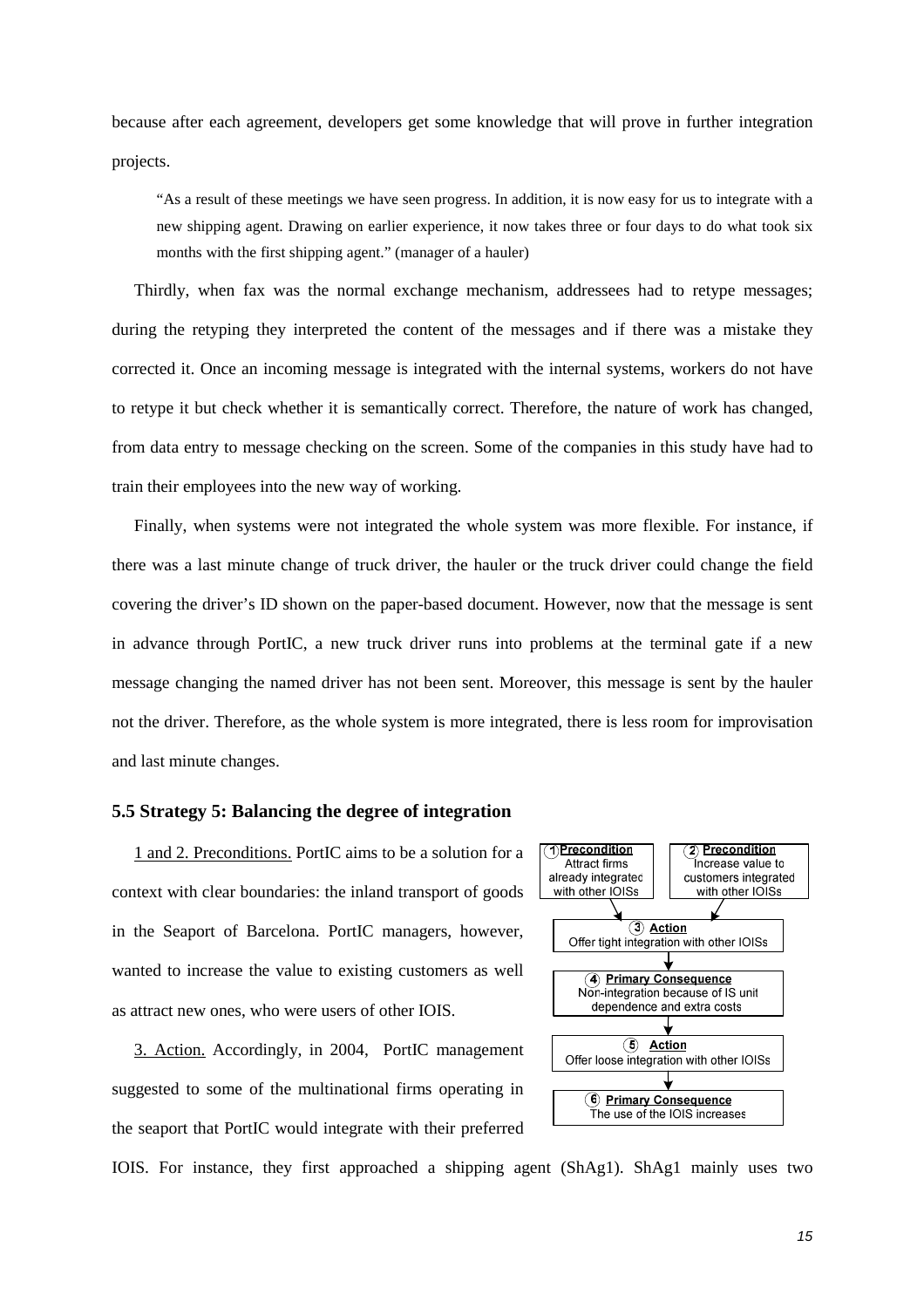because after each agreement, developers get some knowledge that will prove in further integration projects.

> "As a result of these meetings we have seen progress. In addition, it is now easy for us to integrate with a new shipping agent. Drawing on earlier experience, it now takes three or four days to do what took six months with the first shipping agent." (manager of a hauler)

Thirdly, when fax was the normal exchange mechanism, addressees had to retype messages; during the retyping they interpreted the content of the messages and if there was a mistake they corrected it. Once an incoming message is integrated with the internal systems, workers do not have to retype it but check whether it is semantically correct. Therefore, the nature of work has changed, from data entry to message checking on the screen. Some of the companies in this study have had to train their employees into the new way of working.

Finally, when systems were not integrated the whole system was more flexible. For instance, if there was a last minute change of truck driver, the hauler or the truck driver could change the field covering the driver's ID shown on the paper-based document. However, now that the message is sent in advance through PortIC, a new truck driver runs into problems at the terminal gate if a new message changing the named driver has not been sent. Moreover, this message is sent by the hauler not the driver. Therefore, as the whole system is more integrated, there is less room for improvisation and last minute changes.

### 5.5 Strategy 5: Balancing the degree of integration

1 **Precondition** Attract firms already integrated with other IOISs

2 **Precondition** Increase value to customers integrated with other IOISs

3 **Action** Offer tight integration with other IOISs

4 **Primary Consequence** Non-integration because of IS unit dependence and extra costs

5 **Action** Offer loose integration with other IOISs

6 **Primary Consequence** The use of the IOIS increases

1 and 2. Preconditions. PortIC aims to be a solution for a context with clear boundaries: the inland transport of goods in the Seaport of Barcelona. PortIC managers, however, wanted to increase the value to existing customers as well as attract new ones, who were users of other IOIS.

3. Action. Accordingly, in 2004, PortIC management suggested to some of the multinational firms operating in the seaport that PortIC would integrate with their preferred IOIS. For instance, they first approached a shipping agent (ShAg1). ShAg1 mainly uses two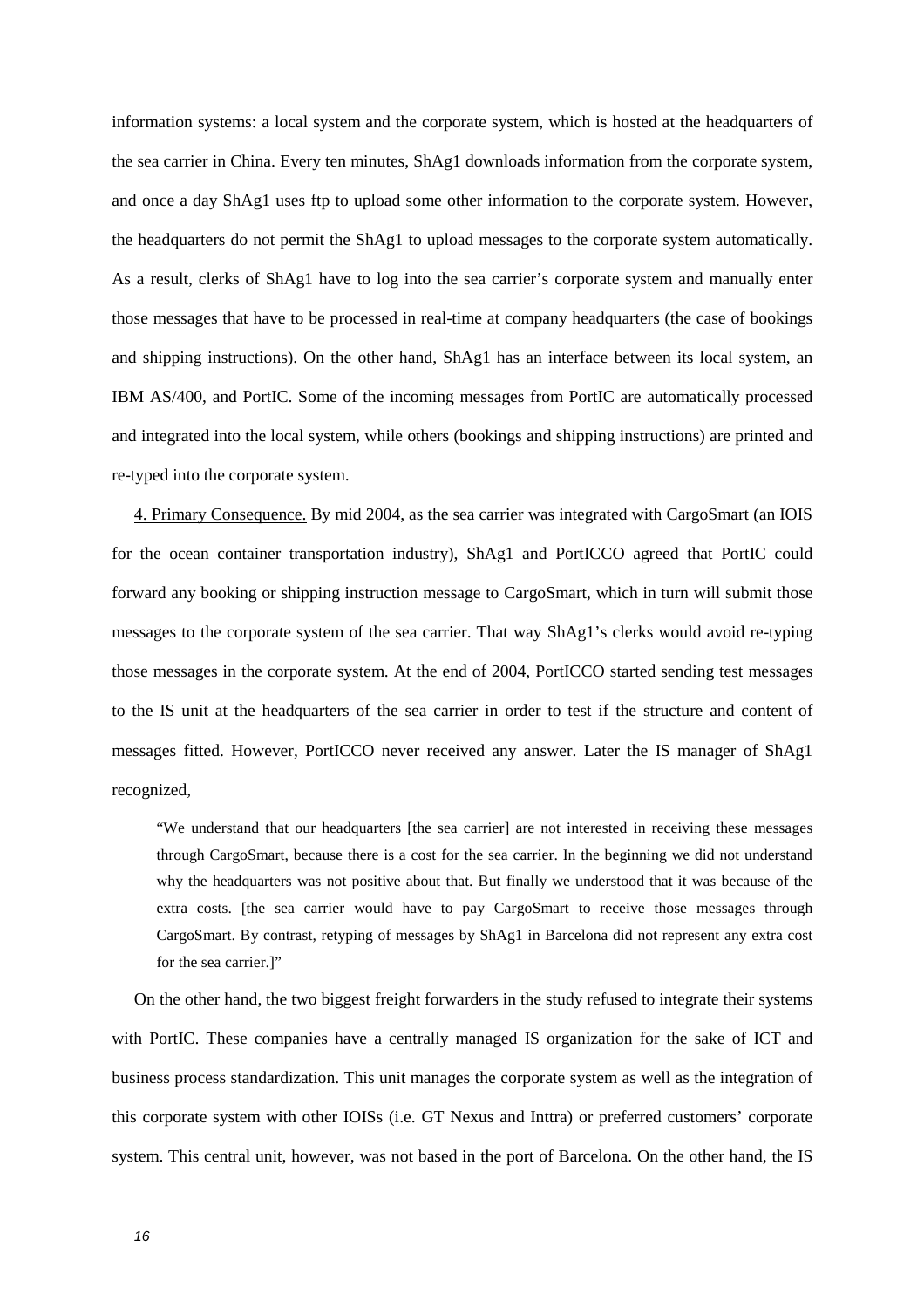information systems: a local system and the corporate system, which is hosted at the headquarters of the sea carrier in China. Every ten minutes, ShAg1 downloads information from the corporate system, and once a day ShAg1 uses ftp to upload some other information to the corporate system. However, the headquarters do not permit the ShAg1 to upload messages to the corporate system automatically. As a result, clerks of ShAg1 have to log into the sea carrier's corporate system and manually enter those messages that have to be processed in real-time at company headquarters (the case of bookings and shipping instructions). On the other hand, ShAg1 has an interface between its local system, an IBM AS/400, and PortIC. Some of the incoming messages from PortIC are automatically processed and integrated into the local system, while others (bookings and shipping instructions) are printed and re-typed into the corporate system.

<u>4. Primary Consequence.</u> By mid 2004, as the sea carrier was integrated with CargoSmart (an IOIS for the ocean container transportation industry), ShAg1 and PortICCO agreed that PortIC could forward any booking or shipping instruction message to CargoSmart, which in turn will submit those messages to the corporate system of the sea carrier. That way ShAg1's clerks would avoid re-typing those messages in the corporate system. At the end of 2004, PortICCO started sending test messages to the IS unit at the headquarters of the sea carrier in order to test if the structure and content of messages fitted. However, PortICCO never received any answer. Later the IS manager of ShAg1 recognized,

> "We understand that our headquarters [the sea carrier] are not interested in receiving these messages through CargoSmart, because there is a cost for the sea carrier. In the beginning we did not understand why the headquarters was not positive about that. But finally we understood that it was because of the extra costs. [the sea carrier would have to pay CargoSmart to receive those messages through CargoSmart. By contrast, retyping of messages by ShAg1 in Barcelona did not represent any extra cost for the sea carrier.]"

On the other hand, the two biggest freight forwarders in the study refused to integrate their systems with PortIC. These companies have a centrally managed IS organization for the sake of ICT and business process standardization. This unit manages the corporate system as well as the integration of this corporate system with other IOISs (i.e. GT Nexus and Inttra) or preferred customers' corporate system. This central unit, however, was not based in the port of Barcelona. On the other hand, the IS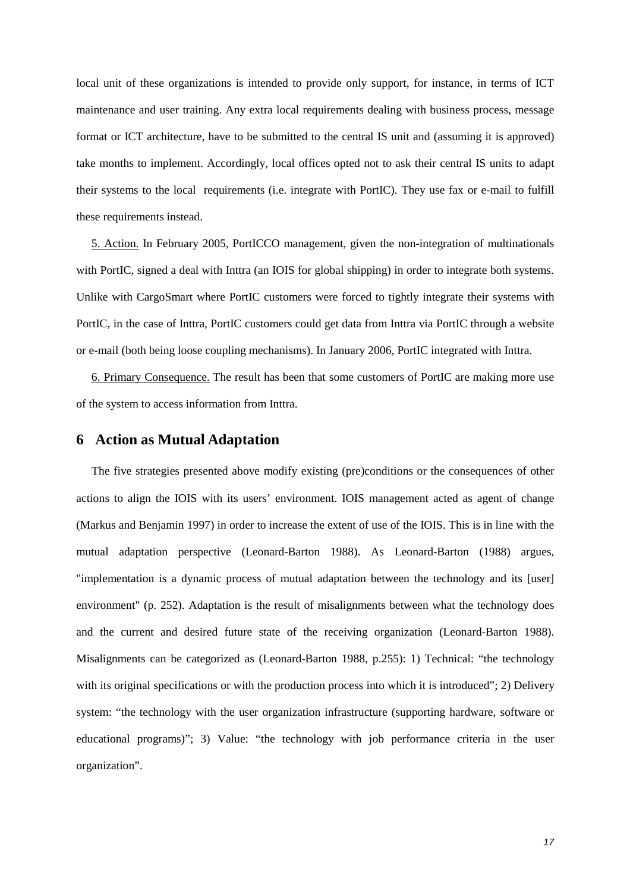local unit of these organizations is intended to provide only support, for instance, in terms of ICT maintenance and user training. Any extra local requirements dealing with business process, message format or ICT architecture, have to be submitted to the central IS unit and (assuming it is approved) take months to implement. Accordingly, local offices opted not to ask their central IS units to adapt their systems to the local requirements (i.e. integrate with PortIC). They use fax or e-mail to fulfill these requirements instead.

5. Action. In February 2005, PortICCO management, given the non-integration of multinationals with PortIC, signed a deal with Inttra (an IOIS for global shipping) in order to integrate both systems. Unlike with CargoSmart where PortIC customers were forced to tightly integrate their systems with PortIC, in the case of Inttra, PortIC customers could get data from Inttra via PortIC through a website or e-mail (both being loose coupling mechanisms). In January 2006, PortIC integrated with Inttra.

6. Primary Consequence. The result has been that some customers of PortIC are making more use of the system to access information from Inttra.

# 6 Action as Mutual Adaptation

The five strategies presented above modify existing (pre)conditions or the consequences of other actions to align the IOIS with its users' environment. IOIS management acted as agent of change (Markus and Benjamin 1997) in order to increase the extent of use of the IOIS. This is in line with the mutual adaptation perspective (Leonard-Barton 1988). As Leonard-Barton (1988) argues, "implementation is a dynamic process of mutual adaptation between the technology and its [user] environment" (p. 252). Adaptation is the result of misalignments between what the technology does and the current and desired future state of the receiving organization (Leonard-Barton 1988). Misalignments can be categorized as (Leonard-Barton 1988, p.255): 1) Technical: "the technology with its original specifications or with the production process into which it is introduced"; 2) Delivery system: "the technology with the user organization infrastructure (supporting hardware, software or educational programs)"; 3) Value: "the technology with job performance criteria in the user organization".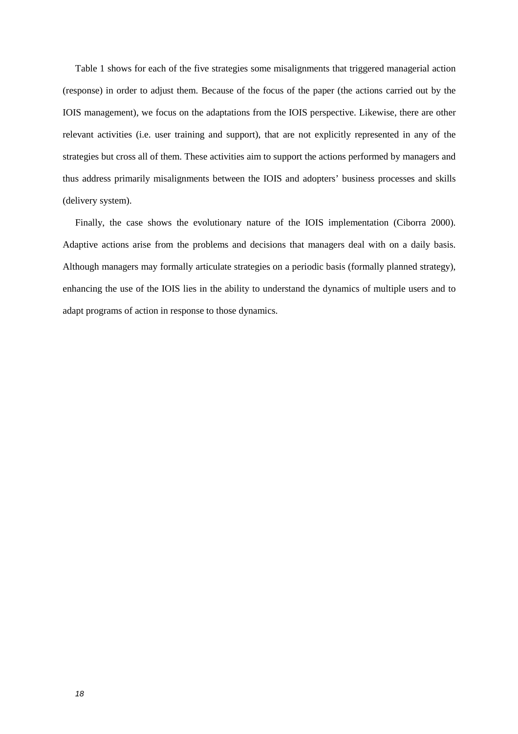Table 1 shows for each of the five strategies some misalignments that triggered managerial action (response) in order to adjust them. Because of the focus of the paper (the actions carried out by the IOIS management), we focus on the adaptations from the IOIS perspective. Likewise, there are other relevant activities (i.e. user training and support), that are not explicitly represented in any of the strategies but cross all of them. These activities aim to support the actions performed by managers and thus address primarily misalignments between the IOIS and adopters' business processes and skills (delivery system).

Finally, the case shows the evolutionary nature of the IOIS implementation (Ciborra 2000). Adaptive actions arise from the problems and decisions that managers deal with on a daily basis. Although managers may formally articulate strategies on a periodic basis (formally planned strategy), enhancing the use of the IOIS lies in the ability to understand the dynamics of multiple users and to adapt programs of action in response to those dynamics.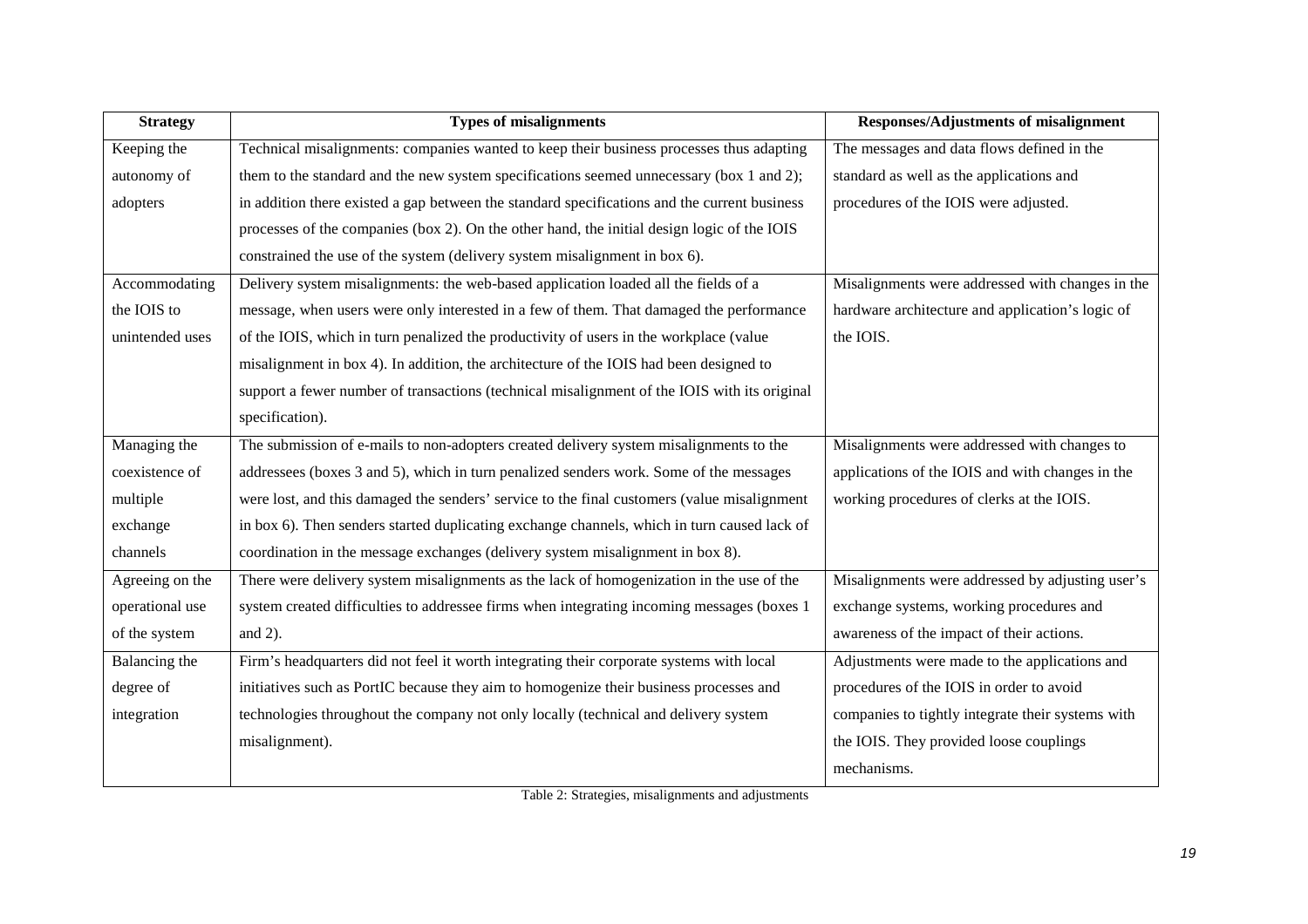| Strategy | Types of misalignments | Responses/Adjustments of misalignment |
|---|---|---|
| Keeping the autonomy of adopters | Technical misalignments: companies wanted to keep their business processes thus adapting them to the standard and the new system specifications seemed unnecessary (box 1 and 2); in addition there existed a gap between the standard specifications and the current business processes of the companies (box 2). On the other hand, the initial design logic of the IOIS constrained the use of the system (delivery system misalignment in box 6). | The messages and data flows defined in the standard as well as the applications and procedures of the IOIS were adjusted. |
| Accommodating the IOIS to unintended uses | Delivery system misalignments: the web-based application loaded all the fields of a message, when users were only interested in a few of them. That damaged the performance of the IOIS, which in turn penalized the productivity of users in the workplace (value misalignment in box 4). In addition, the architecture of the IOIS had been designed to support a fewer number of transactions (technical misalignment of the IOIS with its original specification). | Misalignments were addressed with changes in the hardware architecture and application's logic of the IOIS. |
| Managing the coexistence of multiple exchange channels | The submission of e-mails to non-adopters created delivery system misalignments to the addressees (boxes 3 and 5), which in turn penalized senders work. Some of the messages were lost, and this damaged the senders' service to the final customers (value misalignment in box 6). Then senders started duplicating exchange channels, which in turn caused lack of coordination in the message exchanges (delivery system misalignment in box 8). | Misalignments were addressed with changes to applications of the IOIS and with changes in the working procedures of clerks at the IOIS. |
| Agreeing on the operational use of the system | There were delivery system misalignments as the lack of homogenization in the use of the system created difficulties to addressee firms when integrating incoming messages (boxes 1 and 2). | Misalignments were addressed by adjusting user's exchange systems, working procedures and awareness of the impact of their actions. |
| Balancing the degree of integration | Firm's headquarters did not feel it worth integrating their corporate systems with local initiatives such as PortIC because they aim to homogenize their business processes and technologies throughout the company not only locally (technical and delivery system misalignment). | Adjustments were made to the applications and procedures of the IOIS in order to avoid companies to tightly integrate their systems with the IOIS. They provided loose couplings mechanisms. |

Table 2: Strategies, misalignments and adjustments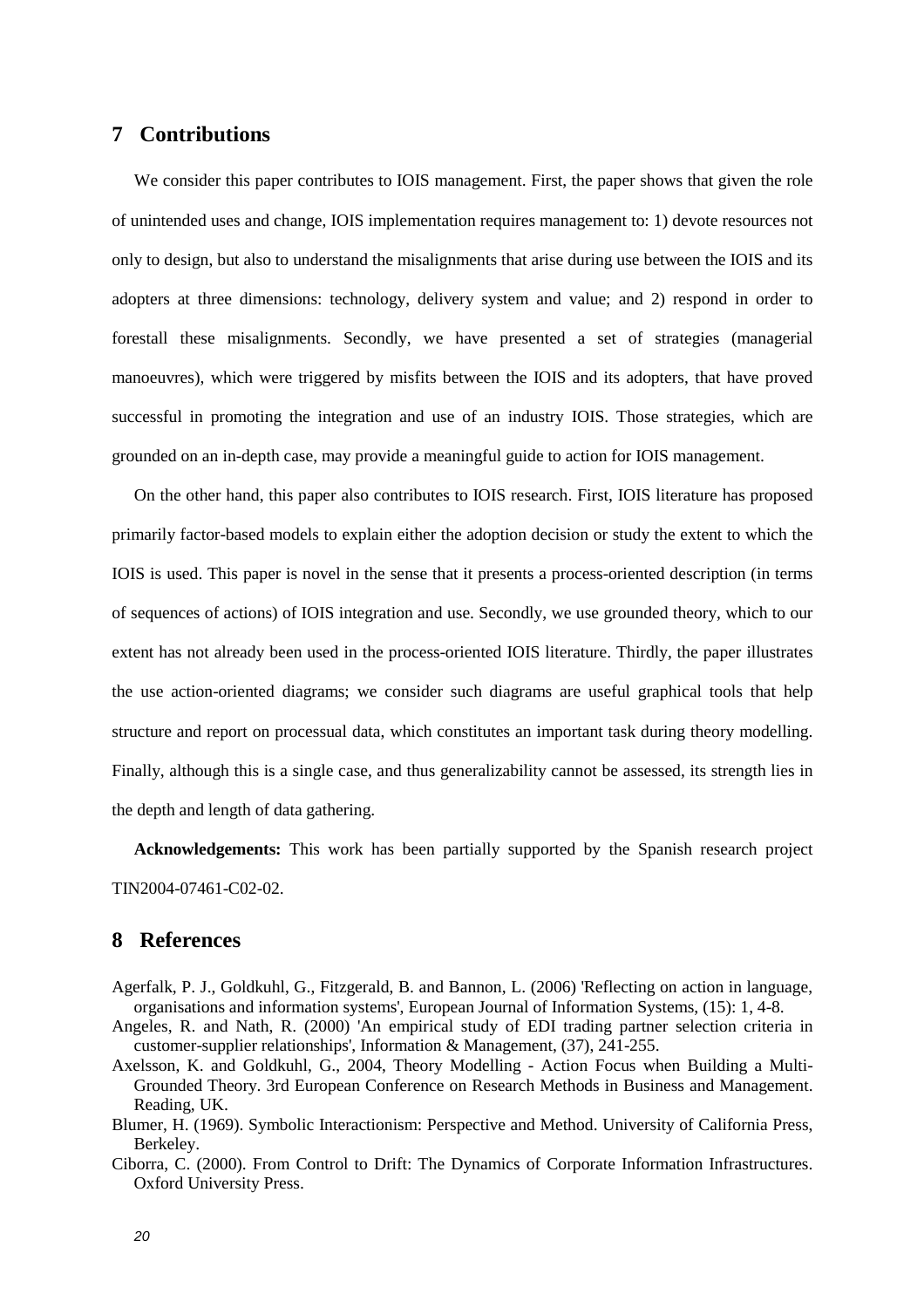## 7 Contributions

We consider this paper contributes to IOIS management. First, the paper shows that given the role of unintended uses and change, IOIS implementation requires management to: 1) devote resources not only to design, but also to understand the misalignments that arise during use between the IOIS and its adopters at three dimensions: technology, delivery system and value; and 2) respond in order to forestall these misalignments. Secondly, we have presented a set of strategies (managerial manoeuvres), which were triggered by misfits between the IOIS and its adopters, that have proved successful in promoting the integration and use of an industry IOIS. Those strategies, which are grounded on an in-depth case, may provide a meaningful guide to action for IOIS management.

On the other hand, this paper also contributes to IOIS research. First, IOIS literature has proposed primarily factor-based models to explain either the adoption decision or study the extent to which the IOIS is used. This paper is novel in the sense that it presents a process-oriented description (in terms of sequences of actions) of IOIS integration and use. Secondly, we use grounded theory, which to our extent has not already been used in the process-oriented IOIS literature. Thirdly, the paper illustrates the use action-oriented diagrams; we consider such diagrams are useful graphical tools that help structure and report on processual data, which constitutes an important task during theory modelling. Finally, although this is a single case, and thus generalizability cannot be assessed, its strength lies in the depth and length of data gathering.

**Acknowledgements:** This work has been partially supported by the Spanish research project TIN2004-07461-C02-02.

## 8 References

Agerfalk, P. J., Goldkuhl, G., Fitzgerald, B. and Bannon, L. (2006) 'Reflecting on action in language, organisations and information systems', European Journal of Information Systems, (15): 1, 4-8.

Angeles, R. and Nath, R. (2000) 'An empirical study of EDI trading partner selection criteria in customer-supplier relationships', Information & Management, (37), 241-255.

Axelsson, K. and Goldkuhl, G., 2004, Theory Modelling - Action Focus when Building a Multi-Grounded Theory. 3rd European Conference on Research Methods in Business and Management. Reading, UK.

Blumer, H. (1969). Symbolic Interactionism: Perspective and Method. University of California Press, Berkeley.

Ciborra, C. (2000). From Control to Drift: The Dynamics of Corporate Information Infrastructures. Oxford University Press.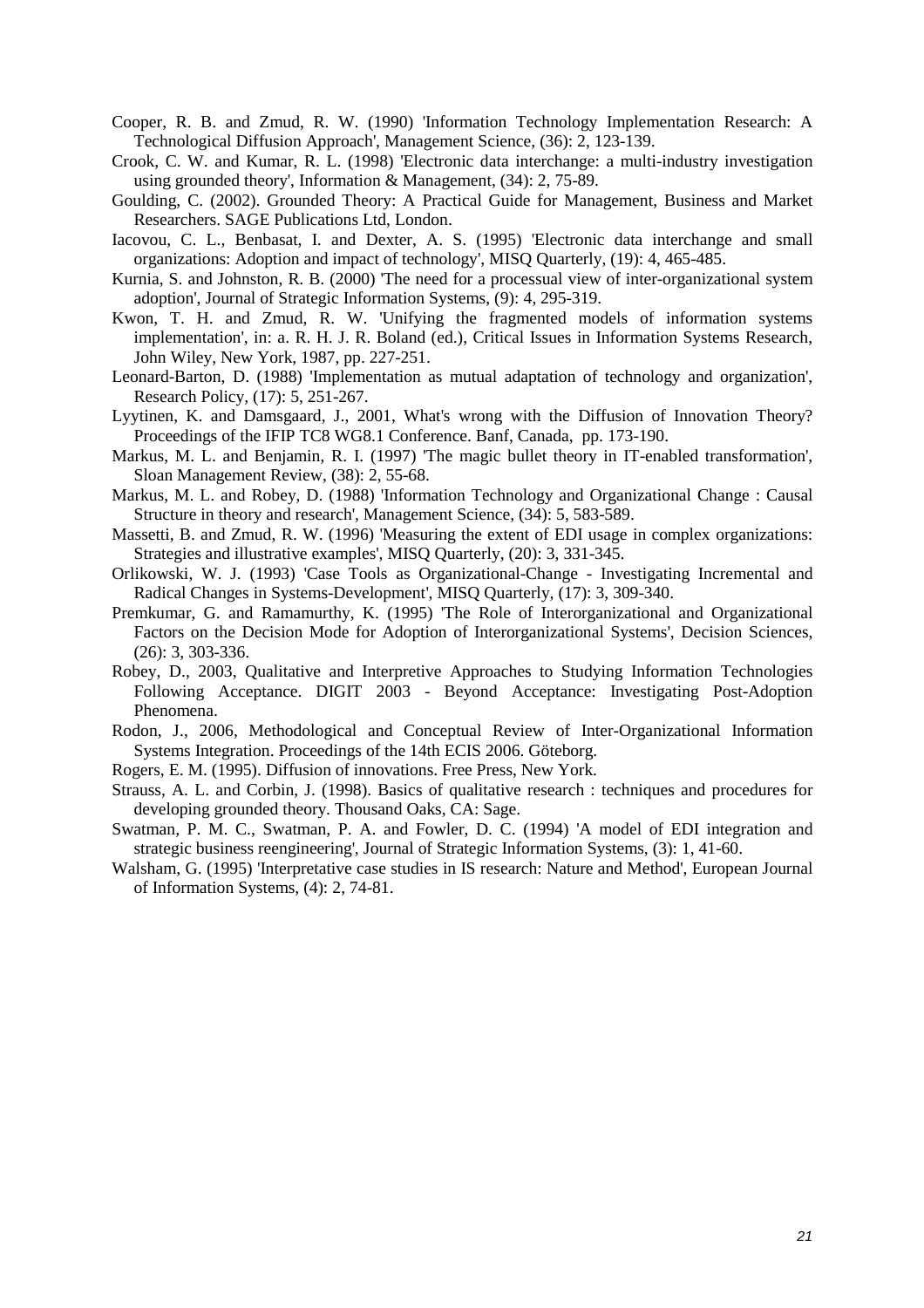Cooper, R. B. and Zmud, R. W. (1990) 'Information Technology Implementation Research: A Technological Diffusion Approach', Management Science, (36): 2, 123-139.

Crook, C. W. and Kumar, R. L. (1998) 'Electronic data interchange: a multi-industry investigation using grounded theory', Information & Management, (34): 2, 75-89.

Goulding, C. (2002). Grounded Theory: A Practical Guide for Management, Business and Market Researchers. SAGE Publications Ltd, London.

Iacovou, C. L., Benbasat, I. and Dexter, A. S. (1995) 'Electronic data interchange and small organizations: Adoption and impact of technology', MISQ Quarterly, (19): 4, 465-485.

Kurnia, S. and Johnston, R. B. (2000) 'The need for a processual view of inter-organizational system adoption', Journal of Strategic Information Systems, (9): 4, 295-319.

Kwon, T. H. and Zmud, R. W. 'Unifying the fragmented models of information systems implementation', in: a. R. H. J. R. Boland (ed.), Critical Issues in Information Systems Research, John Wiley, New York, 1987, pp. 227-251.

Leonard-Barton, D. (1988) 'Implementation as mutual adaptation of technology and organization', Research Policy, (17): 5, 251-267.

Lyytinen, K. and Damsgaard, J., 2001, What's wrong with the Diffusion of Innovation Theory? Proceedings of the IFIP TC8 WG8.1 Conference. Banf, Canada, pp. 173-190.

Markus, M. L. and Benjamin, R. I. (1997) 'The magic bullet theory in IT-enabled transformation', Sloan Management Review, (38): 2, 55-68.

Markus, M. L. and Robey, D. (1988) 'Information Technology and Organizational Change : Causal Structure in theory and research', Management Science, (34): 5, 583-589.

Massetti, B. and Zmud, R. W. (1996) 'Measuring the extent of EDI usage in complex organizations: Strategies and illustrative examples', MISQ Quarterly, (20): 3, 331-345.

Orlikowski, W. J. (1993) 'Case Tools as Organizational-Change - Investigating Incremental and Radical Changes in Systems-Development', MISQ Quarterly, (17): 3, 309-340.

Premkumar, G. and Ramamurthy, K. (1995) 'The Role of Interorganizational and Organizational Factors on the Decision Mode for Adoption of Interorganizational Systems', Decision Sciences, (26): 3, 303-336.

Robey, D., 2003, Qualitative and Interpretive Approaches to Studying Information Technologies Following Acceptance. DIGIT 2003 - Beyond Acceptance: Investigating Post-Adoption Phenomena.

Rodon, J., 2006, Methodological and Conceptual Review of Inter-Organizational Information Systems Integration. Proceedings of the 14th ECIS 2006. Göteborg.

Rogers, E. M. (1995). Diffusion of innovations. Free Press, New York.

Strauss, A. L. and Corbin, J. (1998). Basics of qualitative research : techniques and procedures for developing grounded theory. Thousand Oaks, CA: Sage.

Swatman, P. M. C., Swatman, P. A. and Fowler, D. C. (1994) 'A model of EDI integration and strategic business reengineering', Journal of Strategic Information Systems, (3): 1, 41-60.

Walsham, G. (1995) 'Interpretative case studies in IS research: Nature and Method', European Journal of Information Systems, (4): 2, 74-81.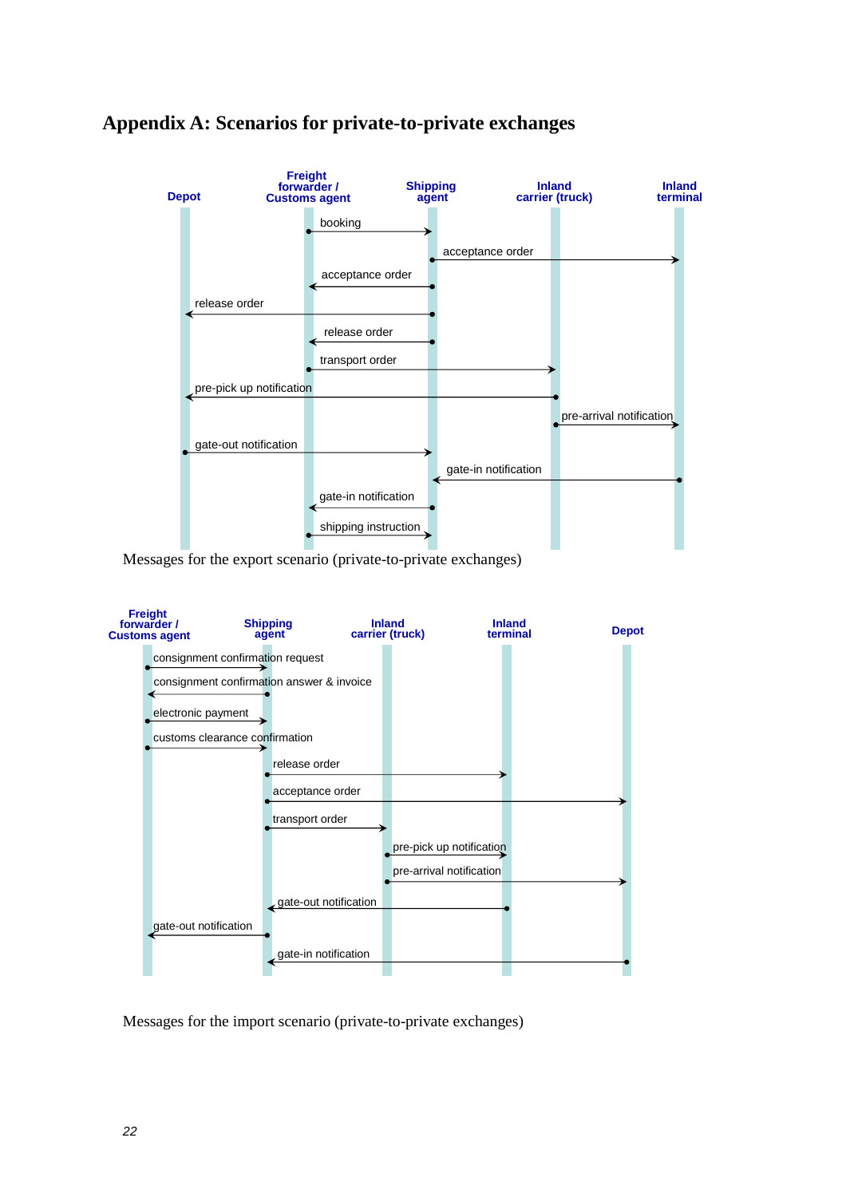# Appendix A: Scenarios for private-to-private exchanges

Depot
Freight forwarder / Customs agent
Shipping agent
Inland carrier (truck)
Inland terminal

booking
acceptance order
acceptance order
release order
release order
transport order
pre-pick up notification
pre-arrival notification
gate-out notification
gate-in notification
gate-in notification
shipping instruction

Messages for the export scenario (private-to-private exchanges)

Freight forwarder / Customs agent
Shipping agent
Inland carrier (truck)
Inland terminal
Depot

consignment confirmation request
consignment confirmation answer & invoice
electronic payment
customs clearance confirmation
release order
acceptance order
transport order
pre-pick up notification
pre-arrival notification
gate-out notification
gate-out notification
gate-in notification

Messages for the import scenario (private-to-private exchanges)